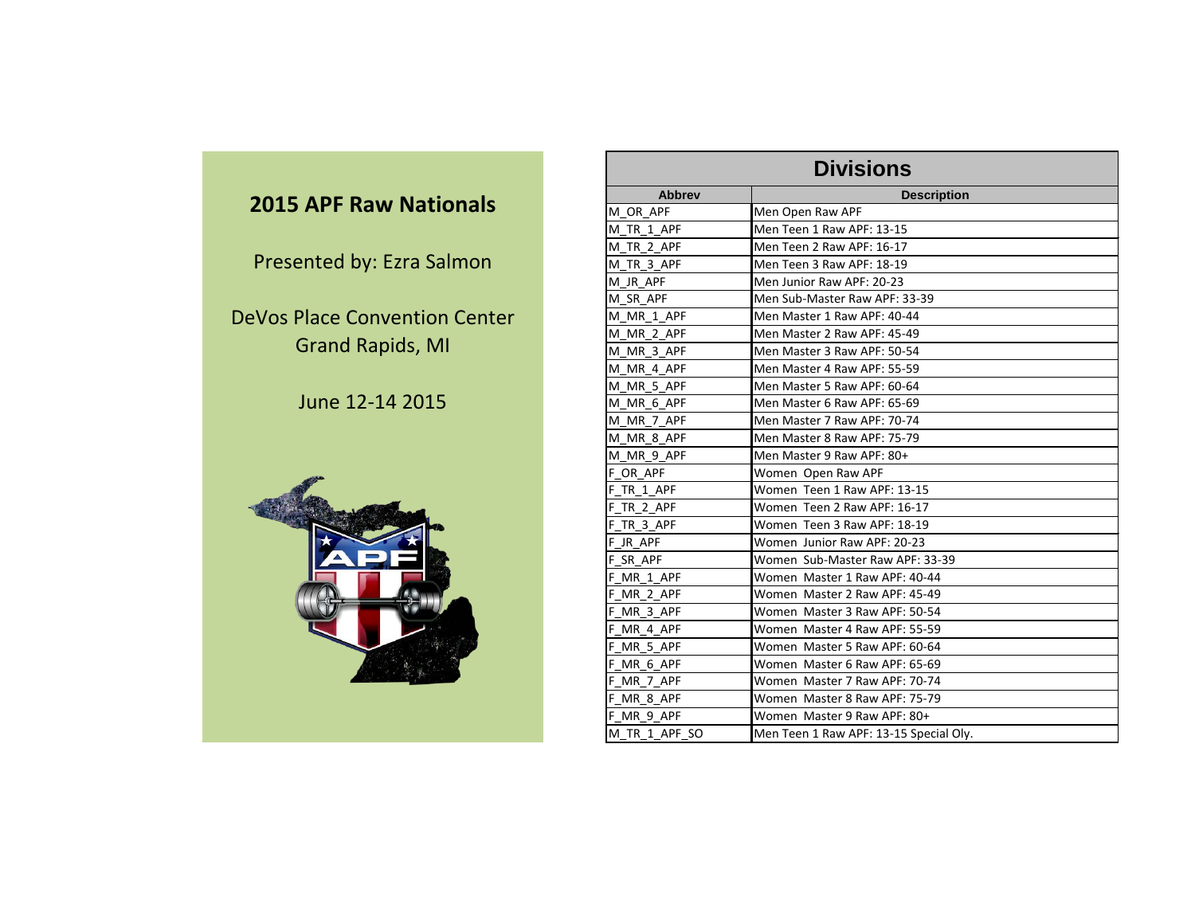# 2015 APF Raw Nationals

Presented by: Ezra Salmon

DeVos Place Convention Center
Grand Rapids, MI

June 12-14 2015

| Divisions | |
|---|---|
| **Abbrev** | **Description** |
| M_OR_APF | Men Open Raw APF |
| M_TR_1_APF | Men Teen 1 Raw APF: 13-15 |
| M_TR_2_APF | Men Teen 2 Raw APF: 16-17 |
| M_TR_3_APF | Men Teen 3 Raw APF: 18-19 |
| M_JR_APF | Men Junior Raw APF: 20-23 |
| M_SR_APF | Men Sub-Master Raw APF: 33-39 |
| M_MR_1_APF | Men Master 1 Raw APF: 40-44 |
| M_MR_2_APF | Men Master 2 Raw APF: 45-49 |
| M_MR_3_APF | Men Master 3 Raw APF: 50-54 |
| M_MR_4_APF | Men Master 4 Raw APF: 55-59 |
| M_MR_5_APF | Men Master 5 Raw APF: 60-64 |
| M_MR_6_APF | Men Master 6 Raw APF: 65-69 |
| M_MR_7_APF | Men Master 7 Raw APF: 70-74 |
| M_MR_8_APF | Men Master 8 Raw APF: 75-79 |
| M_MR_9_APF | Men Master 9 Raw APF: 80+ |
| F_OR_APF | Women Open Raw APF |
| F_TR_1_APF | Women Teen 1 Raw APF: 13-15 |
| F_TR_2_APF | Women Teen 2 Raw APF: 16-17 |
| F_TR_3_APF | Women Teen 3 Raw APF: 18-19 |
| F_JR_APF | Women Junior Raw APF: 20-23 |
| F_SR_APF | Women Sub-Master Raw APF: 33-39 |
| F_MR_1_APF | Women Master 1 Raw APF: 40-44 |
| F_MR_2_APF | Women Master 2 Raw APF: 45-49 |
| F_MR_3_APF | Women Master 3 Raw APF: 50-54 |
| F_MR_4_APF | Women Master 4 Raw APF: 55-59 |
| F_MR_5_APF | Women Master 5 Raw APF: 60-64 |
| F_MR_6_APF | Women Master 6 Raw APF: 65-69 |
| F_MR_7_APF | Women Master 7 Raw APF: 70-74 |
| F_MR_8_APF | Women Master 8 Raw APF: 75-79 |
| F_MR_9_APF | Women Master 9 Raw APF: 80+ |
| M_TR_1_APF_SO | Men Teen 1 Raw APF: 13-15 Special Oly. |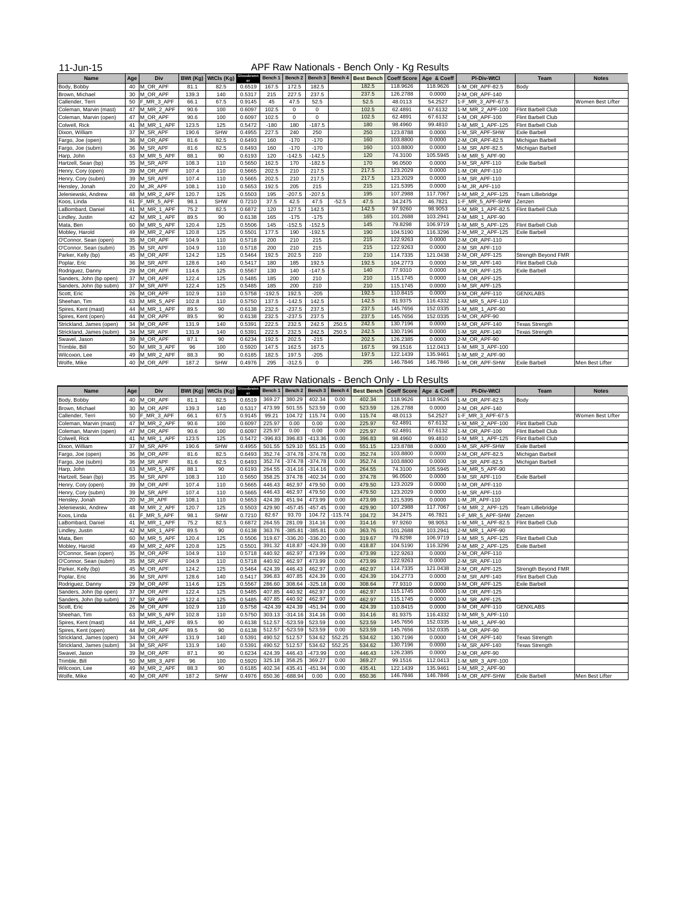11-Jun-15

## APF Raw Nationals - Bench Only - Kg Results

| Name | Age | Div | BWt (Kg) | WtCls (Kg) | Glossbrenner | Bench 1 | Bench 2 | Bench 3 | Bench 4 | Best Bench | Coeff Score | Age & Coeff | Pl-Div-WtCl | Team | Notes |
|---|---|---|---|---|---|---|---|---|---|---|---|---|---|---|---|
| Body, Bobby | 40 | M_OR_APF | 81.1 | 82.5 | 0.6519 | 167.5 | 172.5 | 182.5 | | 182.5 | 118.9626 | 118.9626 | 1-M_OR_APF-82.5 | Body | |
| Brown, Michael | 30 | M_OR_APF | 139.3 | 140 | 0.5317 | 215 | 227.5 | 237.5 | | 237.5 | 126.2788 | 0.0000 | 2-M_OR_APF-140 | | |
| Callender, Terri | 50 | F_MR_3_APF | 66.1 | 67.5 | 0.9145 | 45 | 47.5 | 52.5 | | 52.5 | 48.0113 | 54.2527 | 1-F_MR_3_APF-67.5 | | Women Best Lifter |
| Coleman, Marvin (mast) | 47 | M_MR_2_APF | 90.6 | 100 | 0.6097 | 102.5 | 0 | 0 | | 102.5 | 62.4891 | 67.6132 | 1-M_MR_2_APF-100 | Flint Barbell Club | |
| Coleman, Marvin (open) | 47 | M_OR_APF | 90.6 | 100 | 0.6097 | 102.5 | 0 | 0 | | 102.5 | 62.4891 | 67.6132 | 1-M_OR_APF-100 | Flint Barbell Club | |
| Colwell, Rick | 41 | M_MR_1_APF | 123.5 | 125 | 0.5472 | -180 | 180 | -187.5 | | 180 | 98.4960 | 99.4810 | 1-M_MR_1_APF-125 | Flint Barbell Club | |
| Dixon, William | 37 | M_SR_APF | 190.6 | SHW | 0.4955 | 227.5 | 240 | 250 | | 250 | 123.8788 | 0.0000 | 1-M_SR_APF-SHW | Exile Barbell | |
| Fargo, Joe (open) | 36 | M_OR_APF | 81.6 | 82.5 | 0.6493 | 160 | -170 | -170 | | 160 | 103.8800 | 0.0000 | 2-M_OR_APF-82.5 | Michigan Barbell | |
| Fargo, Joe (subm) | 36 | M_SR_APF | 81.6 | 82.5 | 0.6493 | 160 | -170 | -170 | | 160 | 103.8800 | 0.0000 | 1-M_SR_APF-82.5 | Michigan Barbell | |
| Harp, John | 63 | M_MR_5_APF | 88.1 | 90 | 0.6193 | 120 | -142.5 | -142.5 | | 120 | 74.3100 | 105.5945 | 1-M_MR_5_APF-90 | | |
| Hartzell, Sean (bp) | 35 | M_SR_APF | 108.3 | 110 | 0.5650 | 162.5 | 170 | -182.5 | | 170 | 96.0500 | 0.0000 | 3-M_SR_APF-110 | Exile Barbell | |
| Henry, Cory (open) | 39 | M_OR_APF | 107.4 | 110 | 0.5665 | 202.5 | 210 | 217.5 | | 217.5 | 123.2029 | 0.0000 | 1-M_OR_APF-110 | | |
| Henry, Cory (subm) | 39 | M_SR_APF | 107.4 | 110 | 0.5665 | 202.5 | 210 | 217.5 | | 217.5 | 123.2029 | 0.0000 | 1-M_SR_APF-110 | | |
| Hensley, Jonah | 20 | M_JR_APF | 108.1 | 110 | 0.5653 | 192.5 | 205 | 215 | | 215 | 121.5395 | 0.0000 | 1-M_JR_APF-110 | | |
| Jeleniewski, Andrew | 48 | M_MR_2_APF | 120.7 | 125 | 0.5503 | 195 | -207.5 | -207.5 | | 195 | 107.2988 | 117.7067 | 1-M_MR_2_APF-125 | Team Lilliebridge | |
| Koos, Linda | 61 | F_MR_5_APF | 98.1 | SHW | 0.7210 | 37.5 | 42.5 | 47.5 | -52.5 | 47.5 | 34.2475 | 46.7821 | 1-F_MR_5_APF-SHW | Zenzen | |
| LaBombard, Daniel | 41 | M_MR_1_APF | 75.2 | 82.5 | 0.6872 | 120 | 127.5 | 142.5 | | 142.5 | 97.9260 | 98.9053 | 1-M_MR_1_APF-82.5 | Flint Barbell Club | |
| Lindley, Justin | 42 | M_MR_1_APF | 89.5 | 90 | 0.6138 | 165 | -175 | -175 | | 165 | 101.2688 | 103.2941 | 2-M_MR_1_APF-90 | | |
| Mata, Ben | 60 | M_MR_5_APF | 120.4 | 125 | 0.5506 | 145 | -152.5 | -152.5 | | 145 | 79.8298 | 106.9719 | 1-M_MR_5_APF-125 | Flint Barbell Club | |
| Mobley, Harold | 49 | M_MR_2_APF | 120.8 | 125 | 0.5501 | 177.5 | 190 | -192.5 | | 190 | 104.5190 | 116.3296 | 2-M_MR_2_APF-125 | Exile Barbell | |
| O'Connor, Sean (open) | 35 | M_OR_APF | 104.9 | 110 | 0.5718 | 200 | 210 | 215 | | 215 | 122.9263 | 0.0000 | 2-M_OR_APF-110 | | |
| O'Connor, Sean (subm) | 35 | M_SR_APF | 104.9 | 110 | 0.5718 | 200 | 210 | 215 | | 215 | 122.9263 | 0.0000 | 2-M_SR_APF-110 | | |
| Parker, Kelly (bp) | 45 | M_OR_APF | 124.2 | 125 | 0.5464 | 192.5 | 202.5 | 210 | | 210 | 114.7335 | 121.0438 | 2-M_OR_APF-125 | Strength Beyond FMR | |
| Poplar, Eric | 36 | M_SR_APF | 128.6 | 140 | 0.5417 | 180 | 185 | 192.5 | | 192.5 | 104.2773 | 0.0000 | 2-M_SR_APF-140 | Flint Barbell Club | |
| Rodriguez, Danny | 29 | M_OR_APF | 114.6 | 125 | 0.5567 | 130 | 140 | -147.5 | | 140 | 77.9310 | 0.0000 | 3-M_OR_APF-125 | Exile Barbell | |
| Sanders, John (bp open) | 37 | M_OR_APF | 122.4 | 125 | 0.5485 | 185 | 200 | 210 | | 210 | 115.1745 | 0.0000 | 1-M_OR_APF-125 | | |
| Sanders, John (bp subm) | 37 | M_SR_APF | 122.4 | 125 | 0.5485 | 185 | 200 | 210 | | 210 | 115.1745 | 0.0000 | 1-M_SR_APF-125 | | |
| Scott, Eric | 26 | M_OR_APF | 102.9 | 110 | 0.5758 | -192.5 | 192.5 | -205 | | 192.5 | 110.8415 | 0.0000 | 3-M_OR_APF-110 | GENXLABS | |
| Sheehan, Tim | 63 | M_MR_5_APF | 102.8 | 110 | 0.5750 | 137.5 | -142.5 | 142.5 | | 142.5 | 81.9375 | 116.4332 | 1-M_MR_5_APF-110 | | |
| Spires, Kent (mast) | 44 | M_MR_1_APF | 89.5 | 90 | 0.6138 | 232.5 | -237.5 | 237.5 | | 237.5 | 145.7656 | 152.0335 | 1-M_MR_1_APF-90 | | |
| Spires, Kent (open) | 44 | M_OR_APF | 89.5 | 90 | 0.6138 | 232.5 | -237.5 | 237.5 | | 237.5 | 145.7656 | 152.0335 | 1-M_OR_APF-90 | | |
| Strickland, James (open) | 34 | M_OR_APF | 131.9 | 140 | 0.5391 | 222.5 | 232.5 | 242.5 | 250.5 | 242.5 | 130.7196 | 0.0000 | 1-M_OR_APF-140 | Texas Strength | |
| Strickland, James (subm) | 34 | M_SR_APF | 131.9 | 140 | 0.5391 | 222.5 | 232.5 | 242.5 | 250.5 | 242.5 | 130.7196 | 0.0000 | 1-M_SR_APF-140 | Texas Strength | |
| Swavel, Jason | 39 | M_OR_APF | 87.1 | 90 | 0.6234 | 192.5 | 202.5 | -215 | | 202.5 | 126.2385 | 0.0000 | 2-M_OR_APF-90 | | |
| Trimble, Bill | 50 | M_MR_3_APF | 96 | 100 | 0.5920 | 147.5 | 162.5 | 167.5 | | 167.5 | 99.1516 | 112.0413 | 1-M_MR_3_APF-100 | | |
| Wilcoxon, Lee | 49 | M_MR_2_APF | 88.3 | 90 | 0.6185 | 182.5 | 197.5 | -205 | | 197.5 | 122.1439 | 135.9461 | 1-M_MR_2_APF-90 | | |
| Wolfe, Mike | 40 | M_OR_APF | 187.2 | SHW | 0.4976 | 295 | -312.5 | 0 | | 295 | 146.7846 | 146.7846 | 1-M_OR_APF-SHW | Exile Barbell | Men Best Lifter |

## APF Raw Nationals - Bench Only - Lb Results

| Name | Age | Div | BWt (Kg) | WtCls (Kg) | Glossbrenner | Bench 1 | Bench 2 | Bench 3 | Bench 4 | Best Bench | Coeff Score | Age & Coeff | Pl-Div-WtCl | Team | Notes |
|---|---|---|---|---|---|---|---|---|---|---|---|---|---|---|---|
| Body, Bobby | 40 | M_OR_APF | 81.1 | 82.5 | 0.6519 | 369.27 | 380.29 | 402.34 | 0.00 | 402.34 | 118.9626 | 118.9626 | 1-M_OR_APF-82.5 | Body | |
| Brown, Michael | 30 | M_OR_APF | 139.3 | 140 | 0.5317 | 473.99 | 501.55 | 523.59 | 0.00 | 523.59 | 126.2788 | 0.0000 | 2-M_OR_APF-140 | | |
| Callender, Terri | 50 | F_MR_3_APF | 66.1 | 67.5 | 0.9145 | 99.21 | 104.72 | 115.74 | 0.00 | 115.74 | 48.0113 | 54.2527 | 1-F_MR_3_APF-67.5 | | Women Best Lifter |
| Coleman, Marvin (mast) | 47 | M_MR_2_APF | 90.6 | 100 | 0.6097 | 225.97 | 0.00 | 0.00 | 0.00 | 225.97 | 62.4891 | 67.6132 | 1-M_MR_2_APF-100 | Flint Barbell Club | |
| Coleman, Marvin (open) | 47 | M_OR_APF | 90.6 | 100 | 0.6097 | 225.97 | 0.00 | 0.00 | 0.00 | 225.97 | 62.4891 | 67.6132 | 1-M_OR_APF-100 | Flint Barbell Club | |
| Colwell, Rick | 41 | M_MR_1_APF | 123.5 | 125 | 0.5472 | -396.83 | 396.83 | -413.36 | 0.00 | 396.83 | 98.4960 | 99.4810 | 1-M_MR_1_APF-125 | Flint Barbell Club | |
| Dixon, William | 37 | M_SR_APF | 190.6 | SHW | 0.4955 | 501.55 | 529.10 | 551.15 | 0.00 | 551.15 | 123.8788 | 0.0000 | 1-M_SR_APF-SHW | Exile Barbell | |
| Fargo, Joe (open) | 36 | M_OR_APF | 81.6 | 82.5 | 0.6493 | 352.74 | -374.78 | -374.78 | 0.00 | 352.74 | 103.8800 | 0.0000 | 2-M_OR_APF-82.5 | Michigan Barbell | |
| Fargo, Joe (subm) | 36 | M_SR_APF | 81.6 | 82.5 | 0.6493 | 352.74 | -374.78 | -374.78 | 0.00 | 352.74 | 103.8800 | 0.0000 | 1-M_SR_APF-82.5 | Michigan Barbell | |
| Harp, John | 63 | M_MR_5_APF | 88.1 | 90 | 0.6193 | 264.55 | -314.16 | -314.16 | 0.00 | 264.55 | 74.3100 | 105.5945 | 1-M_MR_5_APF-90 | | |
| Hartzell, Sean (bp) | 35 | M_SR_APF | 108.3 | 110 | 0.5650 | 358.25 | 374.78 | -402.34 | 0.00 | 374.78 | 96.0500 | 0.0000 | 3-M_SR_APF-110 | Exile Barbell | |
| Henry, Cory (open) | 39 | M_OR_APF | 107.4 | 110 | 0.5665 | 446.43 | 462.97 | 479.50 | 0.00 | 479.50 | 123.2029 | 0.0000 | 1-M_OR_APF-110 | | |
| Henry, Cory (subm) | 39 | M_SR_APF | 107.4 | 110 | 0.5665 | 446.43 | 462.97 | 479.50 | 0.00 | 479.50 | 123.2029 | 0.0000 | 1-M_SR_APF-110 | | |
| Hensley, Jonah | 20 | M_JR_APF | 108.1 | 110 | 0.5653 | 424.39 | 451.94 | 473.99 | 0.00 | 473.99 | 121.5395 | 0.0000 | 1-M_JR_APF-110 | | |
| Jeleniewski, Andrew | 48 | M_MR_2_APF | 120.7 | 125 | 0.5503 | 429.90 | -457.45 | -457.45 | 0.00 | 429.90 | 107.2988 | 117.7067 | 1-M_MR_2_APF-125 | Team Lilliebridge | |
| Koos, Linda | 61 | F_MR_5_APF | 98.1 | SHW | 0.7210 | 82.67 | 93.70 | 104.72 | -115.74 | 104.72 | 34.2475 | 46.7821 | 1-F_MR_5_APF-SHW | Zenzen | |
| LaBombard, Daniel | 41 | M_MR_1_APF | 75.2 | 82.5 | 0.6872 | 264.55 | 281.09 | 314.16 | 0.00 | 314.16 | 97.9260 | 98.9053 | 1-M_MR_1_APF-82.5 | Flint Barbell Club | |
| Lindley, Justin | 42 | M_MR_1_APF | 89.5 | 90 | 0.6138 | 363.76 | -385.81 | -385.81 | 0.00 | 363.76 | 101.2688 | 103.2941 | 2-M_MR_1_APF-90 | | |
| Mata, Ben | 60 | M_MR_5_APF | 120.4 | 125 | 0.5506 | 319.67 | -336.20 | -336.20 | 0.00 | 319.67 | 79.8298 | 106.9719 | 1-M_MR_5_APF-125 | Flint Barbell Club | |
| Mobley, Harold | 49 | M_MR_2_APF | 120.8 | 125 | 0.5501 | 391.32 | 418.87 | -424.39 | 0.00 | 418.87 | 104.5190 | 116.3296 | 2-M_MR_2_APF-125 | Exile Barbell | |
| O'Connor, Sean (open) | 35 | M_OR_APF | 104.9 | 110 | 0.5718 | 440.92 | 462.97 | 473.99 | 0.00 | 473.99 | 122.9263 | 0.0000 | 2-M_OR_APF-110 | | |
| O'Connor, Sean (subm) | 35 | M_SR_APF | 104.9 | 110 | 0.5718 | 440.92 | 462.97 | 473.99 | 0.00 | 473.99 | 122.9263 | 0.0000 | 2-M_SR_APF-110 | | |
| Parker, Kelly (bp) | 45 | M_OR_APF | 124.2 | 125 | 0.5464 | 424.39 | 446.43 | 462.97 | 0.00 | 462.97 | 114.7335 | 121.0438 | 2-M_OR_APF-125 | Strength Beyond FMR | |
| Poplar, Eric | 36 | M_SR_APF | 128.6 | 140 | 0.5417 | 396.83 | 407.85 | 424.39 | 0.00 | 424.39 | 104.2773 | 0.0000 | 2-M_SR_APF-140 | Flint Barbell Club | |
| Rodriguez, Danny | 29 | M_OR_APF | 114.6 | 125 | 0.5567 | 286.60 | 308.64 | -325.18 | 0.00 | 308.64 | 77.9310 | 0.0000 | 3-M_OR_APF-125 | Exile Barbell | |
| Sanders, John (bp open) | 37 | M_OR_APF | 122.4 | 125 | 0.5485 | 407.85 | 440.92 | 462.97 | 0.00 | 462.97 | 115.1745 | 0.0000 | 1-M_OR_APF-125 | | |
| Sanders, John (bp subm) | 37 | M_SR_APF | 122.4 | 125 | 0.5485 | 407.85 | 440.92 | 462.97 | 0.00 | 462.97 | 115.1745 | 0.0000 | 1-M_SR_APF-125 | | |
| Scott, Eric | 26 | M_OR_APF | 102.9 | 110 | 0.5758 | -424.39 | 424.39 | -451.94 | 0.00 | 424.39 | 110.8415 | 0.0000 | 3-M_OR_APF-110 | GENXLABS | |
| Sheehan, Tim | 63 | M_MR_5_APF | 102.8 | 110 | 0.5750 | 303.13 | -314.16 | 314.16 | 0.00 | 314.16 | 81.9375 | 116.4332 | 1-M_MR_5_APF-110 | | |
| Spires, Kent (mast) | 44 | M_MR_1_APF | 89.5 | 90 | 0.6138 | 512.57 | -523.59 | 523.59 | 0.00 | 523.59 | 145.7656 | 152.0335 | 1-M_MR_1_APF-90 | | |
| Spires, Kent (open) | 44 | M_OR_APF | 89.5 | 90 | 0.6138 | 512.57 | -523.59 | 523.59 | 0.00 | 523.59 | 145.7656 | 152.0335 | 1-M_OR_APF-90 | | |
| Strickland, James (open) | 34 | M_OR_APF | 131.9 | 140 | 0.5391 | 490.52 | 512.57 | 534.62 | 552.25 | 534.62 | 130.7196 | 0.0000 | 1-M_OR_APF-140 | Texas Strength | |
| Strickland, James (subm) | 34 | M_SR_APF | 131.9 | 140 | 0.5391 | 490.52 | 512.57 | 534.62 | 552.25 | 534.62 | 130.7196 | 0.0000 | 1-M_SR_APF-140 | Texas Strength | |
| Swavel, Jason | 39 | M_OR_APF | 87.1 | 90 | 0.6234 | 424.39 | 446.43 | -473.99 | 0.00 | 446.43 | 126.2385 | 0.0000 | 2-M_OR_APF-90 | | |
| Trimble, Bill | 50 | M_MR_3_APF | 96 | 100 | 0.5920 | 325.18 | 358.25 | 369.27 | 0.00 | 369.27 | 99.1516 | 112.0413 | 1-M_MR_3_APF-100 | | |
| Wilcoxon, Lee | 49 | M_MR_2_APF | 88.3 | 90 | 0.6185 | 402.34 | 435.41 | -451.94 | 0.00 | 435.41 | 122.1439 | 135.9461 | 1-M_MR_2_APF-90 | | |
| Wolfe, Mike | 40 | M_OR_APF | 187.2 | SHW | 0.4976 | 650.36 | -688.94 | 0.00 | 0.00 | 650.36 | 146.7846 | 146.7846 | 1-M_OR_APF-SHW | Exile Barbell | Men Best Lifter |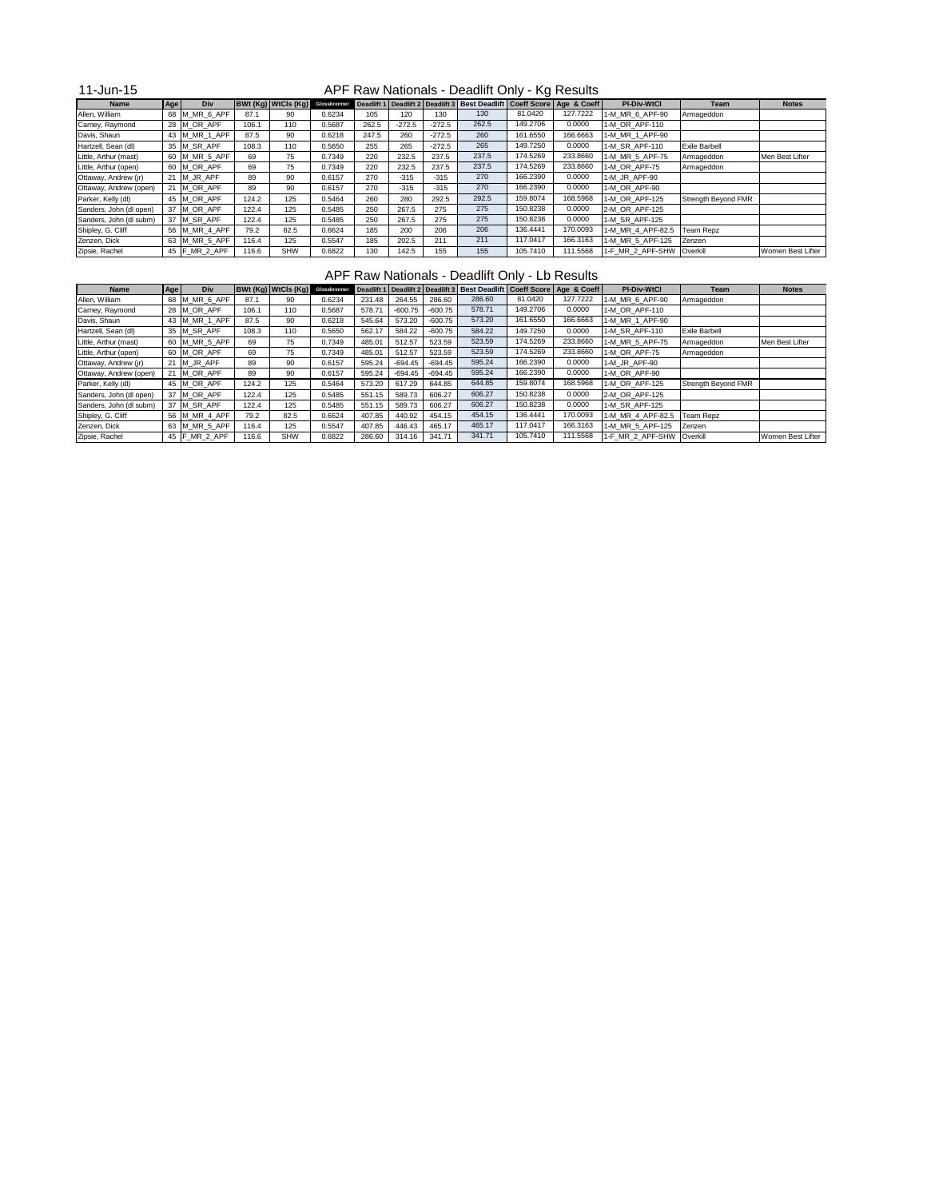11-Jun-15

## APF Raw Nationals - Deadlift Only - Kg Results

| Name | Age | Div | BWt (Kg) | WtCls (Kg) | Glossbrenner | Deadlift 1 | Deadlift 2 | Deadlift 3 | Best Deadlift | Coeff Score | Age & Coeff | Pl-Div-WtCl | Team | Notes |
|---|---|---|---|---|---|---|---|---|---|---|---|---|---|---|
| Allen, William | 68 | M_MR_6_APF | 87.1 | 90 | 0.6234 | 105 | 120 | 130 | 130 | 81.0420 | 127.7222 | 1-M_MR_6_APF-90 | Armageddon | |
| Carney, Raymond | 28 | M_OR_APF | 106.1 | 110 | 0.5687 | 262.5 | -272.5 | -272.5 | 262.5 | 149.2706 | 0.0000 | 1-M_OR_APF-110 | | |
| Davis, Shaun | 43 | M_MR_1_APF | 87.5 | 90 | 0.6218 | 247.5 | 260 | -272.5 | 260 | 161.6550 | 166.6663 | 1-M_MR_1_APF-90 | | |
| Hartzell, Sean (dl) | 35 | M_SR_APF | 108.3 | 110 | 0.5650 | 255 | 265 | -272.5 | 265 | 149.7250 | 0.0000 | 1-M_SR_APF-110 | Exile Barbell | |
| Little, Arthur (mast) | 60 | M_MR_5_APF | 69 | 75 | 0.7349 | 220 | 232.5 | 237.5 | 237.5 | 174.5269 | 233.8660 | 1-M_MR_5_APF-75 | Armageddon | Men Best Lifter |
| Little, Arthur (open) | 60 | M_OR_APF | 69 | 75 | 0.7349 | 220 | 232.5 | 237.5 | 237.5 | 174.5269 | 233.8660 | 1-M_OR_APF-75 | Armageddon | |
| Ottaway, Andrew (jr) | 21 | M_JR_APF | 89 | 90 | 0.6157 | 270 | -315 | -315 | 270 | 166.2390 | 0.0000 | 1-M_JR_APF-90 | | |
| Ottaway, Andrew (open) | 21 | M_OR_APF | 89 | 90 | 0.6157 | 270 | -315 | -315 | 270 | 166.2390 | 0.0000 | 1-M_OR_APF-90 | | |
| Parker, Kelly (dl) | 45 | M_OR_APF | 124.2 | 125 | 0.5464 | 260 | 280 | 292.5 | 292.5 | 159.8074 | 168.5968 | 1-M_OR_APF-125 | Strength Beyond FMR | |
| Sanders, John (dl open) | 37 | M_OR_APF | 122.4 | 125 | 0.5485 | 250 | 267.5 | 275 | 275 | 150.8238 | 0.0000 | 2-M_OR_APF-125 | | |
| Sanders, John (dl subm) | 37 | M_SR_APF | 122.4 | 125 | 0.5485 | 250 | 267.5 | 275 | 275 | 150.8238 | 0.0000 | 1-M_SR_APF-125 | | |
| Shipley, G. Cliff | 56 | M_MR_4_APF | 79.2 | 82.5 | 0.6624 | 185 | 200 | 206 | 206 | 136.4441 | 170.0093 | 1-M_MR_4_APF-82.5 | Team Repz | |
| Zenzen, Dick | 63 | M_MR_5_APF | 116.4 | 125 | 0.5547 | 185 | 202.5 | 211 | 211 | 117.0417 | 166.3163 | 1-M_MR_5_APF-125 | Zenzen | |
| Zipsie, Rachel | 45 | F_MR_2_APF | 116.6 | SHW | 0.6822 | 130 | 142.5 | 155 | 155 | 105.7410 | 111.5568 | 1-F_MR_2_APF-SHW | Overkill | Women Best Lifter |

## APF Raw Nationals - Deadlift Only - Lb Results

| Name | Age | Div | BWt (Kg) | WtCls (Kg) | Glossbrenner | Deadlift 1 | Deadlift 2 | Deadlift 3 | Best Deadlift | Coeff Score | Age & Coeff | Pl-Div-WtCl | Team | Notes |
|---|---|---|---|---|---|---|---|---|---|---|---|---|---|---|
| Allen, William | 68 | M_MR_6_APF | 87.1 | 90 | 0.6234 | 231.48 | 264.55 | 286.60 | 286.60 | 81.0420 | 127.7222 | 1-M_MR_6_APF-90 | Armageddon | |
| Carney, Raymond | 28 | M_OR_APF | 106.1 | 110 | 0.5687 | 578.71 | -600.75 | -600.75 | 578.71 | 149.2706 | 0.0000 | 1-M_OR_APF-110 | | |
| Davis, Shaun | 43 | M_MR_1_APF | 87.5 | 90 | 0.6218 | 545.64 | 573.20 | -600.75 | 573.20 | 161.6550 | 166.6663 | 1-M_MR_1_APF-90 | | |
| Hartzell, Sean (dl) | 35 | M_SR_APF | 108.3 | 110 | 0.5650 | 562.17 | 584.22 | -600.75 | 584.22 | 149.7250 | 0.0000 | 1-M_SR_APF-110 | Exile Barbell | |
| Little, Arthur (mast) | 60 | M_MR_5_APF | 69 | 75 | 0.7349 | 485.01 | 512.57 | 523.59 | 523.59 | 174.5269 | 233.8660 | 1-M_MR_5_APF-75 | Armageddon | Men Best Lifter |
| Little, Arthur (open) | 60 | M_OR_APF | 69 | 75 | 0.7349 | 485.01 | 512.57 | 523.59 | 523.59 | 174.5269 | 233.8660 | 1-M_OR_APF-75 | Armageddon | |
| Ottaway, Andrew (jr) | 21 | M_JR_APF | 89 | 90 | 0.6157 | 595.24 | -694.45 | -694.45 | 595.24 | 166.2390 | 0.0000 | 1-M_JR_APF-90 | | |
| Ottaway, Andrew (open) | 21 | M_OR_APF | 89 | 90 | 0.6157 | 595.24 | -694.45 | -694.45 | 595.24 | 166.2390 | 0.0000 | 1-M_OR_APF-90 | | |
| Parker, Kelly (dl) | 45 | M_OR_APF | 124.2 | 125 | 0.5464 | 573.20 | 617.29 | 644.85 | 644.85 | 159.8074 | 168.5968 | 1-M_OR_APF-125 | Strength Beyond FMR | |
| Sanders, John (dl open) | 37 | M_OR_APF | 122.4 | 125 | 0.5485 | 551.15 | 589.73 | 606.27 | 606.27 | 150.8238 | 0.0000 | 2-M_OR_APF-125 | | |
| Sanders, John (dl subm) | 37 | M_SR_APF | 122.4 | 125 | 0.5485 | 551.15 | 589.73 | 606.27 | 606.27 | 150.8238 | 0.0000 | 1-M_SR_APF-125 | | |
| Shipley, G. Cliff | 56 | M_MR_4_APF | 79.2 | 82.5 | 0.6624 | 407.85 | 440.92 | 454.15 | 454.15 | 136.4441 | 170.0093 | 1-M_MR_4_APF-82.5 | Team Repz | |
| Zenzen, Dick | 63 | M_MR_5_APF | 116.4 | 125 | 0.5547 | 407.85 | 446.43 | 465.17 | 465.17 | 117.0417 | 166.3163 | 1-M_MR_5_APF-125 | Zenzen | |
| Zipsie, Rachel | 45 | F_MR_2_APF | 116.6 | SHW | 0.6822 | 286.60 | 314.16 | 341.71 | 341.71 | 105.7410 | 111.5568 | 1-F_MR_2_APF-SHW | Overkill | Women Best Lifter |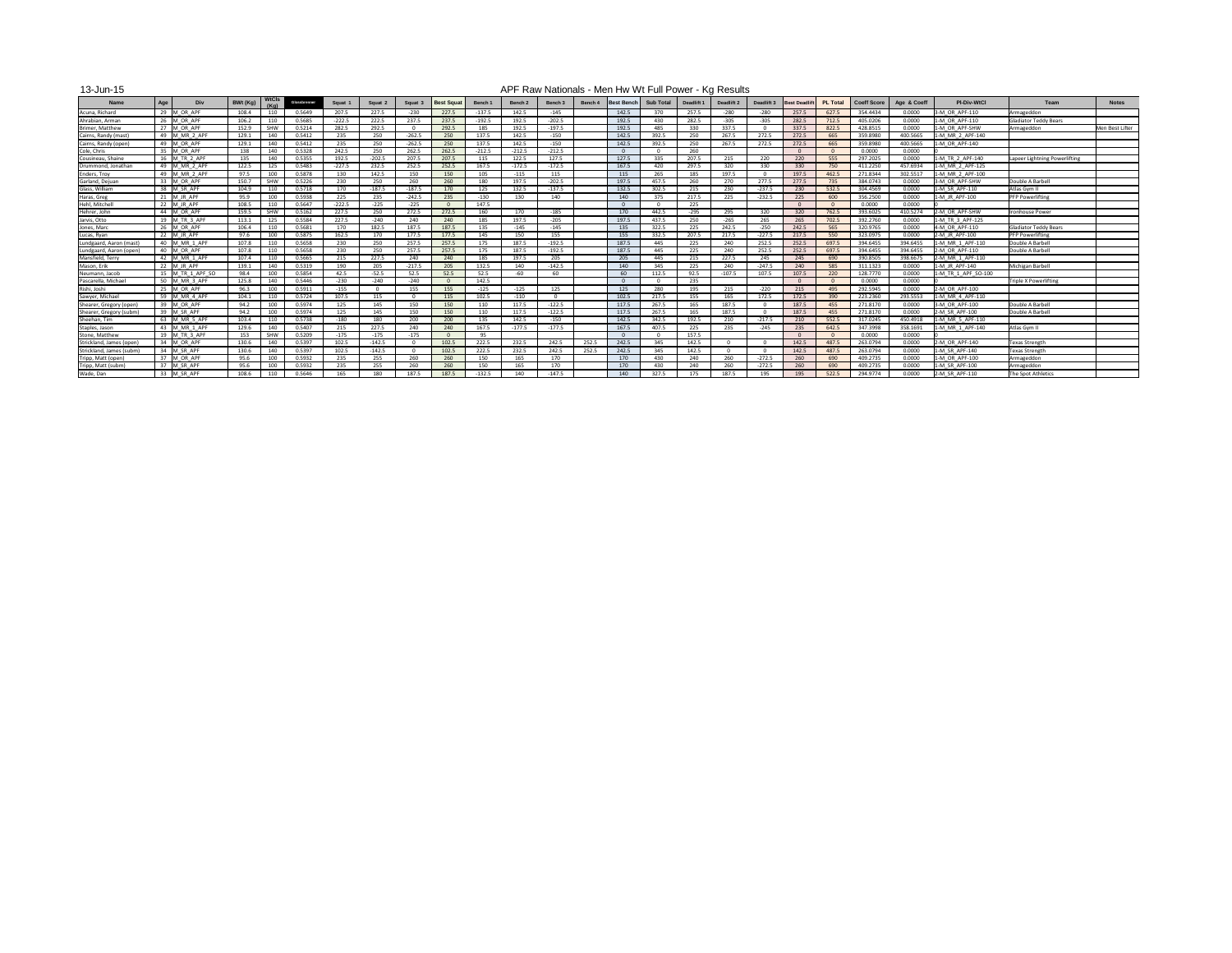13-Jun-15

# APF Raw Nationals - Men Hw Wt Full Power - Kg Results

| Name | Age | Div | BWt (Kg) | WtCls (Kg) | Glossbrenner | Squat 1 | Squat 2 | Squat 3 | Best Squat | Bench 1 | Bench 2 | Bench 3 | Bench 4 | Best Bench | Sub Total | Deadlift 1 | Deadlift 2 | Deadlift 3 | Best Deadlift | PL Total | Coeff Score | Age & Coeff | Pl-Div-WtCl | Team | Notes |
|---|---|---|---|---|---|---|---|---|---|---|---|---|---|---|---|---|---|---|---|---|---|---|---|---|---|
| Acuna, Richard | 29 | M_OR_APF | 108.4 | 110 | 0.5649 | 207.5 | 227.5 | -230 | 227.5 | -137.5 | 142.5 | -145 | | 142.5 | 370 | 257.5 | -280 | -280 | 257.5 | 627.5 | 354.4434 | 0.0000 | 3-M_OR_APF-110 | Armageddon | |
| Ahrabian, Arman | 26 | M_OR_APF | 106.2 | 110 | 0.5685 | -222.5 | 222.5 | 237.5 | 237.5 | -192.5 | 192.5 | -202.5 | | 192.5 | 430 | 282.5 | -305 | -305 | 282.5 | 712.5 | 405.0206 | 0.0000 | 1-M_OR_APF-110 | Gladiator Teddy Bears | |
| Brimer, Matthew | 27 | M_OR_APF | 152.9 | SHW | 0.5214 | 282.5 | 292.5 | 0 | 292.5 | 185 | 192.5 | -197.5 | | 192.5 | 485 | 330 | 337.5 | 0 | 337.5 | 822.5 | 428.8515 | 0.0000 | 1-M_OR_APF-SHW | Armageddon | Men Best Lifter |
| Cairns, Randy (mast) | 49 | M_MR_2_APF | 129.1 | 140 | 0.5412 | 235 | 250 | -262.5 | 250 | 137.5 | 142.5 | -150 | | 142.5 | 392.5 | 250 | 267.5 | 272.5 | 272.5 | 665 | 359.8980 | 400.5665 | 1-M_MR_2_APF-140 | | |
| Cairns, Randy (open) | 49 | M_OR_APF | 129.1 | 140 | 0.5412 | 235 | 250 | -262.5 | 250 | 137.5 | 142.5 | -150 | | 142.5 | 392.5 | 250 | 267.5 | 272.5 | 272.5 | 665 | 359.8980 | 400.5665 | 1-M_OR_APF-140 | | |
| Cole, Chris | 35 | M_OR_APF | 138 | 140 | 0.5328 | 242.5 | 250 | 262.5 | 262.5 | -212.5 | -212.5 | -212.5 | | 0 | 0 | 260 | | | 0 | 0 | 0.0000 | 0.0000 | | | |
| Cousineau, Shaine | 16 | M_TR_2_APF | 135 | 140 | 0.5355 | 192.5 | -202.5 | 207.5 | 207.5 | 115 | 122.5 | 127.5 | | 127.5 | 335 | 207.5 | 215 | 220 | 220 | 555 | 297.2025 | 0.0000 | 1-M_TR_2_APF-140 | Lapeer Lightning Powerlifting | |
| Drummond, Jonathan | 49 | M_MR_2_APF | 122.5 | 125 | 0.5483 | -227.5 | 232.5 | 252.5 | 252.5 | 167.5 | -172.5 | -172.5 | | 167.5 | 420 | 297.5 | 320 | 330 | 330 | 750 | 411.2250 | 457.6934 | 1-M_MR_2_APF-125 | | |
| Enders, Troy | 49 | M_MR_2_APF | 97.5 | 100 | 0.5878 | 130 | 142.5 | 150 | 150 | 105 | -115 | 115 | | 115 | 265 | 185 | 197.5 | 0 | 197.5 | 462.5 | 271.8344 | 302.5517 | 1-M_MR_2_APF-100 | | |
| Garland, Dejuan | 33 | M_OR_APF | 150.7 | SHW | 0.5226 | 230 | 250 | 260 | 260 | 180 | 197.5 | -202.5 | | 197.5 | 457.5 | 260 | 270 | 277.5 | 277.5 | 735 | 384.0743 | 0.0000 | 3-M_OR_APF-SHW | Double A Barbell | |
| Glass, William | 38 | M_SR_APF | 104.9 | 110 | 0.5718 | 170 | -187.5 | -187.5 | 170 | 125 | 132.5 | -137.5 | | 132.5 | 302.5 | 215 | 230 | -237.5 | 230 | 532.5 | 304.4569 | 0.0000 | 1-M_SR_APF-110 | Atlas Gym II | |
| Haras, Greg | 21 | M_JR_APF | 95.9 | 100 | 0.5938 | 225 | 235 | -242.5 | 235 | -130 | 130 | 140 | | 140 | 375 | 217.5 | 225 | -232.5 | 225 | 600 | 356.2500 | 0.0000 | 1-M_JR_APF-100 | PFP Powerlifting | |
| Hehl, Mitchell | 22 | M_JR_APF | 108.5 | 110 | 0.5647 | -222.5 | -225 | -225 | 0 | 147.5 | | | | 0 | 0 | 225 | | | 0 | 0 | 0.0000 | 0.0000 | | | |
| Hehrer, John | 44 | M_OR_APF | 159.5 | SHW | 0.5162 | 227.5 | 250 | 272.5 | 272.5 | 160 | 170 | -185 | | 170 | 442.5 | -295 | 295 | 320 | 320 | 762.5 | 393.6025 | 410.5274 | 2-M_OR_APF-SHW | Ironhouse Power | |
| Jarvis, Otto | 19 | M_TR_3_APF | 113.1 | 125 | 0.5584 | 227.5 | -240 | 240 | 240 | 185 | 197.5 | -205 | | 197.5 | 437.5 | 250 | -265 | 265 | 265 | 702.5 | 392.2760 | 0.0000 | 1-M_TR_3_APF-125 | | |
| Jones, Marc | 26 | M_OR_APF | 106.4 | 110 | 0.5681 | 170 | 182.5 | 187.5 | 187.5 | 135 | -145 | -145 | | 135 | 322.5 | 225 | 242.5 | -250 | 242.5 | 565 | 320.9765 | 0.0000 | 4-M_OR_APF-110 | Gladiator Teddy Bears | |
| Lucas, Ryan | 22 | M_JR_APF | 97.6 | 100 | 0.5875 | 162.5 | 170 | 177.5 | 177.5 | 145 | 150 | 155 | | 155 | 332.5 | 207.5 | 217.5 | -227.5 | 217.5 | 550 | 323.0975 | 0.0000 | 2-M_JR_APF-100 | PFP Powerlifting | |
| Lundgaard, Aaron (mast) | 40 | M_MR_1_APF | 107.8 | 110 | 0.5658 | 230 | 250 | 257.5 | 257.5 | 175 | 187.5 | -192.5 | | 187.5 | 445 | 225 | 240 | 252.5 | 252.5 | 697.5 | 394.6455 | 394.6455 | 1-M_MR_1_APF-110 | Double A Barbell | |
| Lundgaard, Aaron (open) | 40 | M_OR_APF | 107.8 | 110 | 0.5658 | 230 | 250 | 257.5 | 257.5 | 175 | 187.5 | -192.5 | | 187.5 | 445 | 225 | 240 | 252.5 | 252.5 | 697.5 | 394.6455 | 394.6455 | 2-M_OR_APF-110 | Double A Barbell | |
| Mansfield, Terry | 42 | M_MR_1_APF | 107.4 | 110 | 0.5665 | 215 | 227.5 | 240 | 240 | 185 | 197.5 | 205 | | 205 | 445 | 215 | 227.5 | 245 | 245 | 690 | 390.8505 | 398.6675 | 2-M_MR_1_APF-110 | | |
| Mason, Erik | 22 | M_JR_APF | 139.1 | 140 | 0.5319 | 190 | 205 | -217.5 | 205 | 132.5 | 140 | -142.5 | | 140 | 345 | 225 | 240 | -247.5 | 240 | 585 | 311.1323 | 0.0000 | 1-M_JR_APF-140 | Michigan Barbell | |
| Neumann, Jacob | 15 | M_TR_1_APF_SO | 98.4 | 100 | 0.5854 | 42.5 | -52.5 | 52.5 | 52.5 | 52.5 | -60 | 60 | | 60 | 112.5 | 92.5 | -107.5 | 107.5 | 107.5 | 220 | 128.7770 | 0.0000 | 1-M_TR_1_APF_SO-100 | | |
| Pascarella, Michael | 50 | M_MR_3_APF | 125.8 | 140 | 0.5446 | -230 | -240 | -240 | 0 | 142.5 | | | | 0 | 0 | 235 | | | 0 | 0 | 0.0000 | 0.0000 | 0 | Triple X Powerlifting | |
| Rishi, Joshi | 25 | M_OR_APF | 96.3 | 100 | 0.5911 | -155 | 0 | 155 | 155 | -125 | -125 | 125 | | 125 | 280 | 195 | 215 | -220 | 215 | 495 | 292.5945 | 0.0000 | 2-M_OR_APF-100 | | |
| Sawyer, Michael | 59 | M_MR_4_APF | 104.1 | 110 | 0.5724 | 107.5 | 115 | 0 | 115 | 102.5 | -110 | 0 | | 102.5 | 217.5 | 155 | 165 | 172.5 | 172.5 | 390 | 223.2360 | 293.5553 | 1-M_MR_4_APF-110 | | |
| Shearer, Gregory (open) | 39 | M_OR_APF | 94.2 | 100 | 0.5974 | 125 | 145 | 150 | 150 | 110 | 117.5 | -122.5 | | 117.5 | 267.5 | 165 | 187.5 | 0 | 187.5 | 455 | 271.8170 | 0.0000 | 3-M_OR_APF-100 | Double A Barbell | |
| Shearer, Gregory (subm) | 39 | M_SR_APF | 94.2 | 100 | 0.5974 | 125 | 145 | 150 | 150 | 110 | 117.5 | -122.5 | | 117.5 | 267.5 | 165 | 187.5 | 0 | 187.5 | 455 | 271.8170 | 0.0000 | 2-M_SR_APF-100 | Double A Barbell | |
| Sheehan, Tim | 63 | M_MR_5_APF | 103.4 | 110 | 0.5738 | -180 | 180 | 200 | 200 | 135 | 142.5 | -150 | | 142.5 | 342.5 | 192.5 | 210 | -217.5 | 210 | 552.5 | 317.0245 | 450.4918 | 1-M_MR_5_APF-110 | | |
| Staples, Jason | 43 | M_MR_1_APF | 129.6 | 140 | 0.5407 | 215 | 227.5 | 240 | 240 | 167.5 | -177.5 | -177.5 | | 167.5 | 407.5 | 225 | 235 | -245 | 235 | 642.5 | 347.3998 | 358.1691 | 1-M_MR_1_APF-140 | Atlas Gym II | |
| Stone, Matthew | 19 | M_TR_3_APF | 153 | SHW | 0.5209 | -175 | -175 | -175 | 0 | 95 | | | | 0 | 0 | 157.5 | | | 0 | 0 | 0.0000 | 0.0000 | | | |
| Strickland, James (open) | 34 | M_OR_APF | 130.6 | 140 | 0.5397 | 102.5 | -142.5 | 0 | 102.5 | 222.5 | 232.5 | 242.5 | 252.5 | 242.5 | 345 | 142.5 | 0 | 0 | 142.5 | 487.5 | 263.0794 | 0.0000 | 2-M_OR_APF-140 | Texas Strength | |
| Strickland, James (subm) | 34 | M_SR_APF | 130.6 | 140 | 0.5397 | 102.5 | -142.5 | 0 | 102.5 | 222.5 | 232.5 | 242.5 | 252.5 | 242.5 | 345 | 142.5 | 0 | 0 | 142.5 | 487.5 | 263.0794 | 0.0000 | 1-M_SR_APF-140 | Texas Strength | |
| Tripp, Matt (open) | 37 | M_OR_APF | 95.6 | 100 | 0.5932 | 235 | 255 | 260 | 260 | 150 | 165 | 170 | | 170 | 430 | 240 | 260 | -272.5 | 260 | 690 | 409.2735 | 0.0000 | 1-M_OR_APF-100 | Armageddon | |
| Tripp, Matt (subm) | 37 | M_SR_APF | 95.6 | 100 | 0.5932 | 235 | 255 | 260 | 260 | 150 | 165 | 170 | | 170 | 430 | 240 | 260 | -272.5 | 260 | 690 | 409.2735 | 0.0000 | 1-M_SR_APF-100 | Armageddon | |
| Wade, Dan | 33 | M_SR_APF | 108.6 | 110 | 0.5646 | 165 | 180 | 187.5 | 187.5 | -132.5 | 140 | -147.5 | | 140 | 327.5 | 175 | 187.5 | 195 | 195 | 522.5 | 294.9774 | 0.0000 | 2-M_SR_APF-110 | The Spot Athletics | |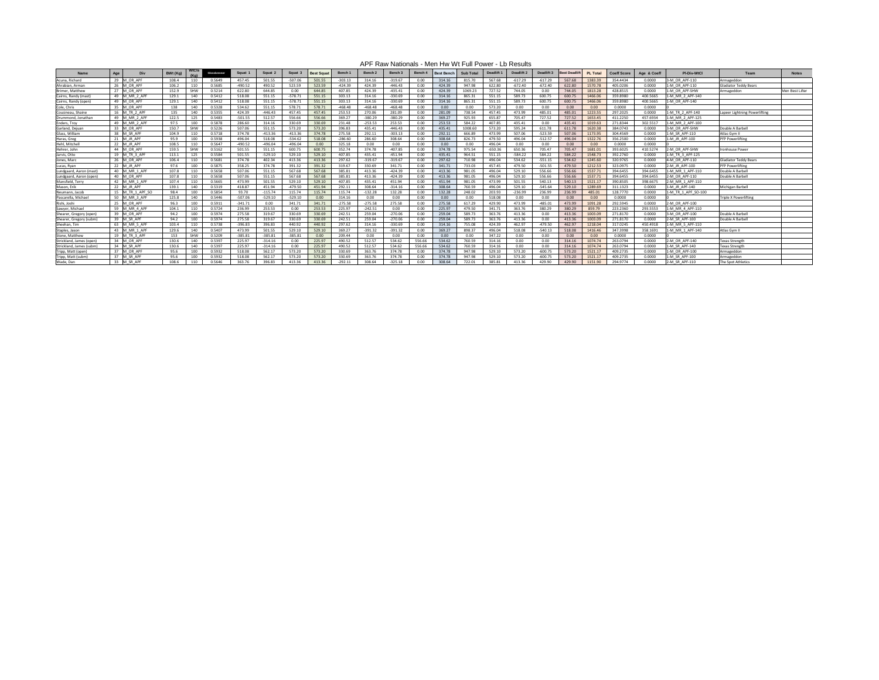# APF Raw Nationals - Men Hw Wt Full Power - Lb Results

| Name | Age | Div | BWt (Kg) | WtCls (Kg) | Glossbrenner | Squat 1 | Squat 2 | Squat 3 | Best Squat | Bench 1 | Bench 2 | Bench 3 | Bench 4 | Best Bench | Sub Total | Deadlift 1 | Deadlift 2 | Deadlift 3 | Best Deadlift | PL Total | Coeff Score | Age & Coeff | Pl-Div-WtCl | Team | Notes |
|---|---|---|---|---|---|---|---|---|---|---|---|---|---|---|---|---|---|---|---|---|---|---|---|---|---|
| Acuna, Richard | 29 | M_OR_APF | 108.4 | 110 | 0.5649 | 457.45 | 501.55 | -507.06 | 501.55 | -303.13 | 314.16 | -319.67 | 0.00 | 314.16 | 815.70 | 567.68 | -617.29 | -617.29 | 567.68 | 1383.39 | 354.4434 | 0.0000 | 3-M_OR_APF-110 | Armageddon | |
| Ahrabian, Arman | 26 | M_OR_APF | 106.2 | 110 | 0.5685 | -490.52 | 490.52 | 523.59 | 523.59 | -424.39 | 424.39 | -446.43 | 0.00 | 424.39 | 947.98 | 622.80 | -672.40 | -672.40 | 622.80 | 1570.78 | 405.0206 | 0.0000 | 1-M_OR_APF-110 | Gladiator Teddy Bears | |
| Brimer, Matthew | 27 | M_OR_APF | 152.9 | SHW | 0.5214 | 622.80 | 644.85 | 0.00 | 644.85 | 407.85 | 424.39 | -435.41 | 0.00 | 424.39 | 1069.23 | 727.52 | 744.05 | 0.00 | 744.05 | 1813.28 | 428.8515 | 0.0000 | 1-M_OR_APF-SHW | Armageddon | Men Best Lifter |
| Cairns, Randy (mast) | 49 | M_MR_2_APF | 129.1 | 140 | 0.5412 | 518.08 | 551.15 | -578.71 | 551.15 | 303.13 | 314.16 | -330.69 | 0.00 | 314.16 | 865.31 | 551.15 | 589.73 | 600.75 | 600.75 | 1466.06 | 359.8980 | 400.5665 | 1-M_MR_2_APF-140 | | |
| Cairns, Randy (open) | 49 | M_OR_APF | 129.1 | 140 | 0.5412 | 518.08 | 551.15 | -578.71 | 551.15 | 303.13 | 314.16 | -330.69 | 0.00 | 314.16 | 865.31 | 551.15 | 589.73 | 600.75 | 600.75 | 1466.06 | 359.8980 | 400.5665 | 1-M_OR_APF-140 | | |
| Cole, Chris | 35 | M_OR_APF | 138 | 140 | 0.5328 | 534.62 | 551.15 | 578.71 | 578.71 | -468.48 | -468.48 | -468.48 | 0.00 | 0.00 | 0.00 | 573.20 | 0.00 | 0.00 | 0.00 | 0.00 | 0.0000 | 0.0000 | 0 | | |
| Cousineau, Shaine | 16 | M_TR_2_APF | 135 | 140 | 0.5355 | 424.39 | -446.43 | 457.45 | 457.45 | 253.53 | 270.06 | 281.09 | 0.00 | 281.09 | 738.54 | 457.45 | 473.99 | 485.01 | 485.01 | 1223.55 | 297.2025 | 0.0000 | 1-M_TR_2_APF-140 | Lapeer Lightning Powerlifting | |
| Drummond, Jonathan | 49 | M_MR_2_APF | 122.5 | 125 | 0.5483 | -501.55 | 512.57 | 556.66 | 556.66 | 369.27 | -380.29 | -380.29 | 0.00 | 369.27 | 925.93 | 655.87 | 705.47 | 727.52 | 727.52 | 1653.45 | 411.2250 | 457.6934 | 1-M_MR_2_APF-125 | | |
| Enders, Troy | 49 | M_MR_2_APF | 97.5 | 100 | 0.5878 | 286.60 | 314.16 | 330.69 | 330.69 | 231.48 | -253.53 | 253.53 | 0.00 | 253.53 | 584.22 | 407.85 | 435.41 | 0.00 | 435.41 | 1019.63 | 271.8344 | 302.5517 | 1-M_MR_2_APF-100 | | |
| Garland, Dejuan | 33 | M_OR_APF | 150.7 | SHW | 0.5226 | 507.06 | 551.15 | 573.20 | 573.20 | 396.83 | 435.41 | -446.43 | 0.00 | 435.41 | 1008.60 | 573.20 | 595.24 | 611.78 | 611.78 | 1620.38 | 384.0743 | 0.0000 | 3-M_OR_APF-SHW | Double A Barbell | |
| Glass, William | 38 | M_SR_APF | 104.9 | 110 | 0.5718 | 374.78 | -413.36 | -413.36 | 374.78 | 275.58 | 292.11 | -303.13 | 0.00 | 292.11 | 666.89 | 473.99 | 507.06 | -523.59 | 507.06 | 1173.95 | 304.4569 | 0.0000 | 1-M_SR_APF-110 | Atlas Gym II | |
| Haras, Greg | 21 | M_JR_APF | 95.9 | 100 | 0.5938 | 496.04 | 518.08 | -534.62 | 518.08 | -286.60 | 286.60 | 308.64 | 0.00 | 308.64 | 826.73 | 479.50 | 496.04 | -512.57 | 496.04 | 1322.76 | 356.2500 | 0.0000 | 1-M_JR_APF-100 | PFP Powerlifting | |
| Hehl, Mitchell | 22 | M_JR_APF | 108.5 | 110 | 0.5647 | -490.52 | -496.04 | -496.04 | 0.00 | 325.18 | 0.00 | 0.00 | 0.00 | 0.00 | 0.00 | 496.04 | 0.00 | 0.00 | 0.00 | 0.00 | 0.0000 | 0.0000 | 0 | | |
| Hehner, John | 44 | M_OR_APF | 159.5 | SHW | 0.5162 | 501.55 | 551.15 | 600.75 | 600.75 | 352.74 | 374.78 | -407.85 | 0.00 | 374.78 | 975.54 | -650.36 | 650.36 | 705.47 | 705.47 | 1681.01 | 393.6025 | 410.5274 | 2-M_OR_APF-SHW | Ironhouse Power | |
| Jarvis, Otto | 19 | M_TR_3_APF | 113.1 | 125 | 0.5584 | 501.55 | -529.10 | 529.10 | 529.10 | 407.85 | 435.41 | -451.94 | 0.00 | 435.41 | 964.51 | 551.15 | -584.22 | 584.22 | 584.22 | 1548.73 | 392.2760 | 0.0000 | 1-M_TR_3_APF-125 | | |
| Jones, Marc | 26 | M_OR_APF | 106.4 | 110 | 0.5681 | 374.78 | 402.34 | 413.36 | 413.36 | 297.62 | -319.67 | -319.67 | 0.00 | 297.62 | 710.98 | 496.04 | 534.62 | -551.15 | 534.62 | 1245.60 | 320.9765 | 0.0000 | 4-M_OR_APF-110 | Gladiator Teddy Bears | |
| Lucas, Ryan | 22 | M_JR_APF | 97.6 | 100 | 0.5875 | 358.25 | 374.78 | 391.32 | 391.32 | 319.67 | 330.69 | 341.71 | 0.00 | 341.71 | 733.03 | 457.45 | 479.50 | -501.55 | 479.50 | 1212.53 | 323.0975 | 0.0000 | 2-M_JR_APF-100 | PFP Powerlifting | |
| Lundgaard, Aaron (mast) | 40 | M_MR_1_APF | 107.8 | 110 | 0.5658 | 507.06 | 551.15 | 567.68 | 567.68 | 385.81 | 413.36 | -424.39 | 0.00 | 413.36 | 981.05 | 496.04 | 529.10 | 556.66 | 556.66 | 1537.71 | 394.6455 | 394.6455 | 1-M_MR_1_APF-110 | Double A Barbell | |
| Lundgaard, Aaron (open) | 40 | M_OR_APF | 107.8 | 110 | 0.5658 | 507.06 | 551.15 | 567.68 | 567.68 | 385.81 | 413.36 | -424.39 | 0.00 | 413.36 | 981.05 | 496.04 | 529.10 | 556.66 | 556.66 | 1537.71 | 394.6455 | 394.6455 | 2-M_OR_APF-110 | Double A Barbell | |
| Mansfield, Terry | 42 | M_MR_1_APF | 107.4 | 110 | 0.5665 | 473.99 | 501.55 | 529.10 | 529.10 | 407.85 | 435.41 | 451.94 | 0.00 | 451.94 | 981.05 | 473.99 | 501.55 | 540.13 | 540.13 | 1521.17 | 390.8505 | 398.6675 | 2-M_MR_1_APF-110 | | |
| Mason, Erik | 22 | M_JR_APF | 139.1 | 140 | 0.5319 | 418.87 | 451.94 | -479.50 | 451.94 | 292.11 | 308.64 | -314.16 | 0.00 | 308.64 | 760.59 | 496.04 | 529.10 | -545.64 | 529.10 | 1289.69 | 311.1323 | 0.0000 | 1-M_JR_APF-140 | Michigan Barbell | |
| Neumann, Jacob | 15 | M_TR_1_APF_SO | 98.4 | 100 | 0.5854 | 93.70 | -115.74 | 115.74 | 115.74 | 115.74 | -132.28 | 132.28 | 0.00 | 132.28 | 248.02 | 203.93 | -236.99 | 236.99 | 236.99 | 485.01 | 128.7770 | 0.0000 | 1-M_TR_1_APF_SO-100 | | |
| Pascarella, Michael | 50 | M_MR_3_APF | 125.8 | 140 | 0.5446 | -507.06 | -529.10 | -529.10 | 0.00 | 314.16 | 0.00 | 0.00 | 0.00 | 0.00 | 0.00 | 518.08 | 0.00 | 0.00 | 0.00 | 0.00 | 0.0000 | 0.0000 | 0 | Triple X Powerlifting | |
| Rishi, Joshi | 25 | M_OR_APF | 96.3 | 100 | 0.5911 | -341.71 | 0.00 | 341.71 | 341.71 | -275.58 | -275.58 | 275.58 | 0.00 | 275.58 | 617.29 | 429.90 | 473.99 | -485.01 | 473.99 | 1091.28 | 292.5945 | 0.0000 | 2-M_OR_APF-100 | | |
| Sawyer, Michael | 59 | M_MR_4_APF | 104.1 | 110 | 0.5724 | 236.99 | 253.53 | 0.00 | 253.53 | 225.97 | -242.51 | 0.00 | 0.00 | 225.97 | 479.50 | 341.71 | 363.76 | 380.29 | 380.29 | 859.79 | 223.2360 | 293.5553 | 1-M_MR_4_APF-110 | | |
| Shearer, Gregory (open) | 39 | M_OR_APF | 94.2 | 100 | 0.5974 | 275.58 | 319.67 | 330.69 | 330.69 | 242.51 | 259.04 | -270.06 | 0.00 | 259.04 | 589.73 | 363.76 | 413.36 | 0.00 | 413.36 | 1003.09 | 271.8170 | 0.0000 | 3-M_OR_APF-100 | Double A Barbell | |
| Shearer, Gregory (subm) | 39 | M_SR_APF | 94.2 | 100 | 0.5974 | 275.58 | 319.67 | 330.69 | 330.69 | 242.51 | 259.04 | -270.06 | 0.00 | 259.04 | 589.73 | 363.76 | 413.36 | 0.00 | 413.36 | 1003.09 | 271.8170 | 0.0000 | 2-M_SR_APF-100 | Double A Barbell | |
| Sheehan, Tim | 63 | M_MR_5_APF | 103.4 | 110 | 0.5738 | -396.83 | 396.83 | 440.92 | 440.92 | 297.62 | 314.16 | -330.69 | 0.00 | 314.16 | 755.08 | 424.39 | 462.97 | -479.50 | 462.97 | 1218.04 | 317.0245 | 450.4918 | 1-M_MR_5_APF-110 | | |
| Staples, Jason | 43 | M_MR_1_APF | 129.6 | 140 | 0.5407 | 473.99 | 501.55 | 529.10 | 529.10 | 369.27 | -391.32 | -391.32 | 0.00 | 369.27 | 898.37 | 496.04 | 518.08 | -540.13 | 518.08 | 1416.46 | 347.3998 | 358.1691 | 1-M_MR_1_APF-140 | Atlas Gym II | |
| Stone, Matthew | 19 | M_TR_3_APF | 153 | SHW | 0.5209 | -385.81 | -385.81 | -385.81 | 0.00 | 209.44 | 0.00 | 0.00 | 0.00 | 0.00 | 0.00 | 347.22 | 0.00 | 0.00 | 0.00 | 0.00 | 0.0000 | 0.0000 | 0 | | |
| Strickland, James (open) | 34 | M_OR_APF | 130.6 | 140 | 0.5397 | 225.97 | -314.16 | 0.00 | 225.97 | 490.52 | 512.57 | 534.62 | 556.66 | 534.62 | 760.59 | 314.16 | 0.00 | 0.00 | 314.16 | 1074.74 | 263.0794 | 0.0000 | 2-M_OR_APF-140 | Texas Strength | |
| Strickland, James (subm) | 34 | M_SR_APF | 130.6 | 140 | 0.5397 | 225.97 | -314.16 | 0.00 | 225.97 | 490.52 | 512.57 | 534.62 | 556.66 | 534.62 | 760.59 | 314.16 | 0.00 | 0.00 | 314.16 | 1074.74 | 263.0794 | 0.0000 | 1-M_SR_APF-140 | Texas Strength | |
| Tripp, Matt (open) | 37 | M_OR_APF | 95.6 | 100 | 0.5932 | 518.08 | 562.17 | 573.20 | 573.20 | 330.69 | 363.76 | 374.78 | 0.00 | 374.78 | 947.98 | 529.10 | 573.20 | -600.75 | 573.20 | 1521.17 | 409.2735 | 0.0000 | 1-M_OR_APF-100 | Armageddon | |
| Tripp, Matt (subm) | 37 | M_SR_APF | 95.6 | 100 | 0.5932 | 518.08 | 562.17 | 573.20 | 573.20 | 330.69 | 363.76 | 374.78 | 0.00 | 374.78 | 947.98 | 529.10 | 573.20 | -600.75 | 573.20 | 1521.17 | 409.2735 | 0.0000 | 1-M_SR_APF-100 | Armageddon | |
| Wade, Dan | 33 | M_SR_APF | 108.6 | 110 | 0.5646 | 363.76 | 396.83 | 413.36 | 413.36 | -292.11 | 308.64 | -325.18 | 0.00 | 308.64 | 722.01 | 385.81 | 413.36 | 429.90 | 429.90 | 1151.90 | 294.9774 | 0.0000 | 2-M_SR_APF-110 | The Spot Athletics | |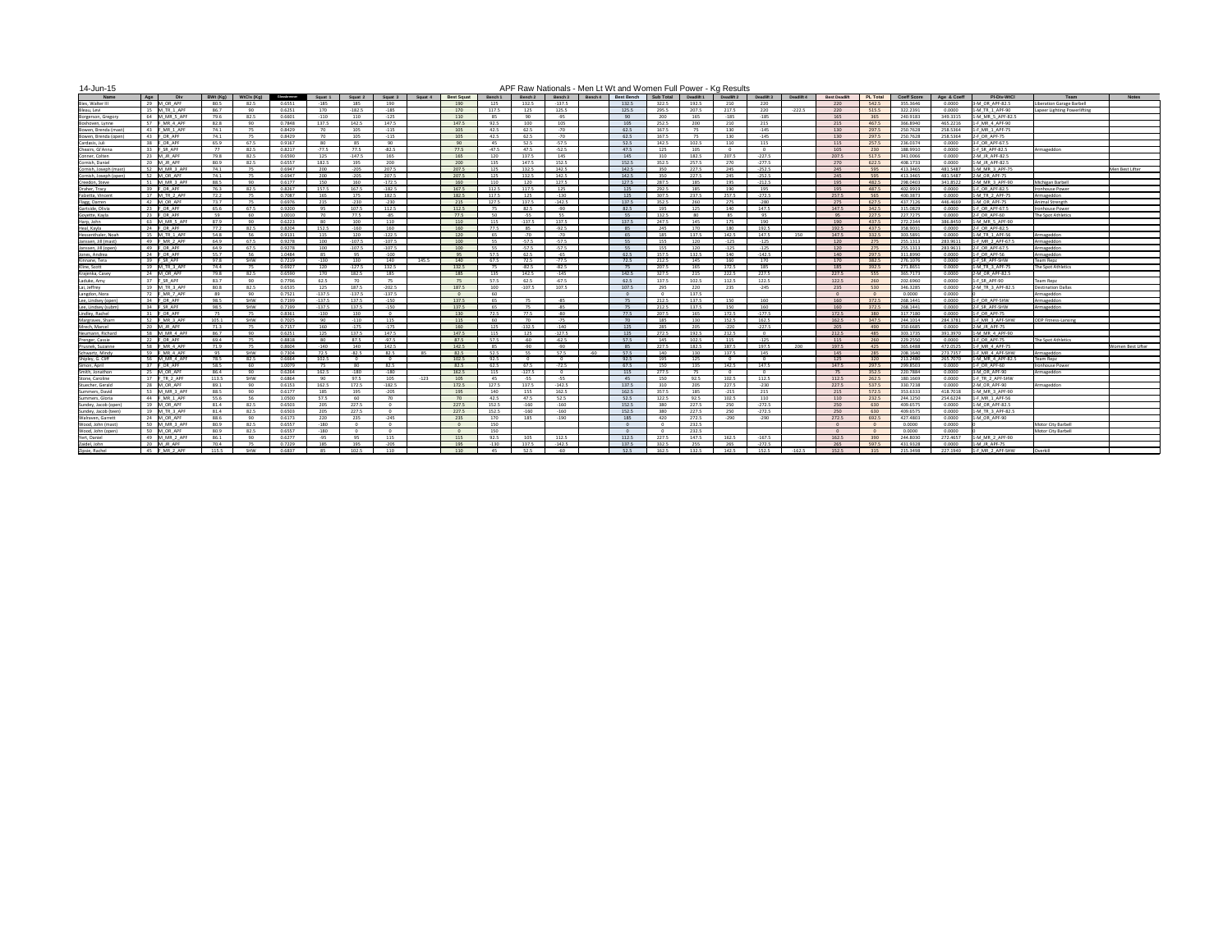14-Jun-15

# APF Raw Nationals - Men Lt Wt and Women Full Power - Kg Results

| Name | Age | Div | BWt (Kg) | WtCls (Kg) | Glossbrenner | Squat 1 | Squat 2 | Squat 3 | Squat 4 | Best Squat | Bench 1 | Bench 2 | Bench 3 | Bench 4 | Best Bench | Sub Total | Deadlift 1 | Deadlift 2 | Deadlift 3 | Deadlift 4 | Best Deadlift | PL Total | Coeff Score | Age & Coeff | Pl-Div-WtCl | Team | Notes |
|---|---|---|---|---|---|---|---|---|---|---|---|---|---|---|---|---|---|---|---|---|---|---|---|---|---|---|---|
| Bies, Walter III | 29 | M_OR_APF | 80.5 | 82.5 | 0.6551 | -185 | 185 | 190 | | 190 | 125 | 132.5 | -137.5 | | 132.5 | 322.5 | 192.5 | 210 | 220 | | 220 | 542.5 | 355.3646 | 0.0000 | 1-M_OR_APF-82.5 | Liberation Garage Barbell | |
| Bleau, Levi | 15 | M_TR_1_APF | 86.7 | 90 | 0.6251 | 170 | -182.5 | -185 | | 170 | 117.5 | 125 | -125.5 | | 125.5 | 295.5 | 207.5 | 217.5 | 220 | -222.5 | 220 | 515.5 | 322.2391 | 0.0000 | 1-M_TR_1_APF-90 | Lapeer Lighting Powerlifting | |
| Borgerson, Gregory | 64 | M_MR_5_APF | 79.6 | 82.5 | 0.6601 | -110 | 110 | -125 | | 110 | 85 | 90 | -95 | | 90 | 200 | 165 | -185 | -185 | | 165 | 365 | 240.9183 | 349.3315 | 1-M_MR_5_APF-82.5 | | |
| Boshoven, Lynne | 57 | F_MR_4_APF | 82.8 | 90 | 0.7848 | 137.5 | 142.5 | 147.5 | | 147.5 | 92.5 | 100 | 105 | | 105 | 252.5 | 200 | 210 | 215 | | 215 | 467.5 | 366.8940 | 465.2216 | 1-F_MR_4_APF-90 | | |
| Bowen, Brenda (mast) | 43 | F_MR_1_APF | 74.1 | 75 | 0.8429 | 70 | 105 | -115 | | 105 | 42.5 | 62.5 | -70 | | 62.5 | 167.5 | 75 | 130 | -145 | | 130 | 297.5 | 250.7628 | 258.5364 | 1-F_MR_1_APF-75 | | |
| Bowen, Brenda (open) | 43 | F_OR_APF | 74.1 | 75 | 0.8429 | 70 | 105 | -115 | | 105 | 42.5 | 62.5 | -70 | | 62.5 | 167.5 | 75 | 130 | -145 | | 130 | 297.5 | 250.7628 | 258.5364 | 2-F_OR_APF-75 | | |
| Cardasis, Juli | 38 | F_OR_APF | 65.9 | 67.5 | 0.9167 | 80 | 85 | 90 | | 90 | 45 | 52.5 | -57.5 | | 52.5 | 142.5 | 102.5 | 110 | 115 | | 115 | 257.5 | 236.0374 | 0.0000 | 3-F_OR_APF-67.5 | | |
| Cheairs, Gi'Anna | 33 | F_SR_APF | 77 | 82.5 | 0.8217 | -77.5 | 77.5 | -82.5 | | 77.5 | -47.5 | 47.5 | -52.5 | | 47.5 | 125 | 105 | 0 | 0 | | 105 | 230 | 188.9910 | 0.0000 | 1-F_SR_APF-82.5 | Armageddon | |
| Conner, Colten | 23 | M_JR_APF | 79.8 | 82.5 | 0.6590 | 125 | -147.5 | 165 | | 165 | 120 | 137.5 | 145 | | 145 | 310 | 182.5 | 207.5 | -227.5 | | 207.5 | 517.5 | 341.0066 | 0.0000 | 2-M_JR_APF-82.5 | | |
| Cornish, Daniel | 20 | M_JR_APF | 80.9 | 82.5 | 0.6557 | 182.5 | 195 | 200 | | 200 | 135 | 147.5 | 152.5 | | 152.5 | 352.5 | 257.5 | 270 | -277.5 | | 270 | 622.5 | 408.1733 | 0.0000 | 1-M_JR_APF-82.5 | | |
| Cornish, Joseph (mast) | 52 | M_MR_3_APF | 74.1 | 75 | 0.6947 | 200 | -205 | 207.5 | | 207.5 | 125 | 132.5 | 142.5 | | 142.5 | 350 | 227.5 | 245 | -252.5 | | 245 | 595 | 413.3465 | 481.5487 | 1-M_MR_3_APF-75 | | Men Best Lifter |
| Cornish, Joseph (open) | 52 | M_OR_APF | 74.1 | 75 | 0.6947 | 200 | -205 | 207.5 | | 207.5 | 125 | 132.5 | 142.5 | | 142.5 | 350 | 227.5 | 245 | -252.5 | | 245 | 595 | 413.3465 | 481.5487 | 2-M_OR_APF-75 | | |
| Creedon, Steve | 51 | M_MR_3_APF | 88.5 | 90 | 0.6177 | 150 | 160 | -172.5 | | 160 | 110 | 120 | 127.5 | | 127.5 | 287.5 | 185 | 195 | -212.5 | | 195 | 482.5 | 298.0403 | 341.8522 | 2-M_MR_3_APF-90 | Michigan Barbell | |
| Draher, Tracy | 39 | F_OR_APF | 76.3 | 82.5 | 0.8267 | 157.5 | 167.5 | -182.5 | | 167.5 | 112.5 | 117.5 | 125 | | 125 | 292.5 | 185 | 190 | 195 | | 195 | 487.5 | 402.9913 | 0.0000 | 1-F_OR_APF-82.5 | Ironhouse Power | |
| Fabetta, Vincent | 17 | M_TR_2_APF | 72.2 | 75 | 0.7087 | 165 | 175 | 182.5 | | 182.5 | 117.5 | 125 | -130 | | 125 | 307.5 | 237.5 | 257.5 | -272.5 | | 257.5 | 565 | 400.3473 | 0.0000 | 1-M_TR_2_APF-75 | Armageddon | |
| Flagg, Darren | 42 | M_OR_APF | 73.7 | 75 | 0.6976 | 215 | -230 | -230 | | 215 | 127.5 | 137.5 | -142.5 | | 137.5 | 352.5 | 260 | 275 | -280 | | 275 | 627.5 | 437.7126 | 446.4669 | 1-M_OR_APF-75 | Animal Strength | |
| Gartside, Olivia | 23 | F_OR_APF | 65.6 | 67.5 | 0.9200 | 95 | 107.5 | 112.5 | | 112.5 | 75 | 82.5 | -90 | | 82.5 | 195 | 125 | 140 | 147.5 | | 147.5 | 342.5 | 315.0829 | 0.0000 | 1-F_OR_APF-67.5 | Ironhouse Power | |
| Goyette, Kayla | 23 | F_OR_APF | 59 | 60 | 1.0010 | 70 | 77.5 | -85 | | 77.5 | 50 | -55 | 55 | | 55 | 132.5 | 80 | 85 | 95 | | 95 | 227.5 | 227.7275 | 0.0000 | 2-F_OR_APF-60 | The Spot Athletics | |
| Harp, John | 63 | M_MR_5_APF | 87.9 | 90 | 0.6223 | 80 | 100 | 110 | | 110 | 115 | -137.5 | 137.5 | | 137.5 | 247.5 | 145 | 175 | 190 | | 190 | 437.5 | 272.2344 | 386.8450 | 1-M_MR_5_APF-90 | | |
| Heal, Kayla | 24 | F_OR_APF | 77.2 | 82.5 | 0.8204 | 152.5 | -160 | 160 | | 160 | 77.5 | 85 | -92.5 | | 85 | 245 | 170 | 180 | 192.5 | | 192.5 | 437.5 | 358.9031 | 0.0000 | 2-F_OR_APF-82.5 | | |
| Hessenthaler, Noah | 15 | M_TR_1_APF | 54.8 | 56 | 0.9131 | 115 | 120 | -122.5 | | 120 | 65 | -70 | -70 | | 65 | 185 | 137.5 | 142.5 | 147.5 | 150 | 147.5 | 332.5 | 303.5891 | 0.0000 | 1-M_TR_1_APF-56 | Armageddon | |
| Janssen, Jill (mast) | 49 | F_MR_2_APF | 64.9 | 67.5 | 0.9278 | 100 | -107.5 | -107.5 | | 100 | 55 | -57.5 | -57.5 | | 55 | 155 | 120 | -125 | -125 | | 120 | 275 | 255.1313 | 283.9611 | 1-F_MR_2_APF-67.5 | Armageddon | |
| Janssen, Jill (open) | 49 | F_OR_APF | 64.9 | 67.5 | 0.9278 | 100 | -107.5 | -107.5 | | 100 | 55 | -57.5 | -57.5 | | 55 | 155 | 120 | -125 | -125 | | 120 | 275 | 255.1313 | 283.9611 | 2-F_OR_APF-67.5 | Armageddon | |
| Jones, Andrea | 24 | F_OR_APF | 55.7 | 56 | 1.0484 | 85 | 95 | -100 | | 95 | 57.5 | 62.5 | -65 | | 62.5 | 157.5 | 132.5 | 140 | -142.5 | | 140 | 297.5 | 311.8990 | 0.0000 | 1-F_OR_APF-56 | Armageddon | |
| Kinnane, Tess | 30 | F_SR_APF | 97.8 | SHW | 0.7219 | -130 | 130 | 140 | 145.5 | 140 | 67.5 | 72.5 | -77.5 | | 72.5 | 212.5 | 145 | 160 | 170 | | 170 | 382.5 | 276.1076 | 0.0000 | 1-F_SR_APF-SHW | Team Repz | |
| Kline, Scott | 19 | M_TR_3_APF | 74.4 | 75 | 0.6927 | 120 | -127.5 | 132.5 | | 132.5 | 75 | -82.5 | -82.5 | | 75 | 207.5 | 165 | 172.5 | 185 | | 185 | 392.5 | 271.8851 | 0.0000 | 1-M_TR_3_APF-75 | The Spot Athletics | |
| Krajenka, Casey | 24 | M_OR_APF | 79.8 | 82.5 | 0.6590 | 170 | 182.5 | 185 | | 185 | 135 | 142.5 | -145 | | 142.5 | 327.5 | 215 | 222.5 | 227.5 | | 227.5 | 555 | 365.7173 | 0.0000 | 2-M_OR_APF-82.5 | | |
| Laduke, Amy | 37 | F_SR_APF | 83.7 | 90 | 0.7796 | 62.5 | 70 | 75 | | 75 | 57.5 | 62.5 | -67.5 | | 62.5 | 137.5 | 102.5 | 112.5 | 122.5 | | 122.5 | 260 | 202.6960 | 0.0000 | 1-F_SR_APF-90 | Team Repz | |
| Lal, Jeffrey | 19 | M_TR_3_APF | 80.8 | 82.5 | 0.6535 | 125 | 187.5 | -202.5 | | 187.5 | 100 | -107.5 | 107.5 | | 107.5 | 295 | 220 | 235 | -245 | | 235 | 530 | 346.3285 | 0.0000 | 2-M_TR_3_APF-82.5 | Destination Dallas | |
| Langdon, Nora | 72 | F_MR_7_APF | 89 | 90 | 0.7521 | -137.5 | -137.5 | -137.5 | | 0 | 60 | | | | 0 | 0 | 137.5 | | | | 0 | 0 | 0.0000 | 0.0000 | | Armageddon | |
| Lee, Lindsey (open) | 34 | F_OR_APF | 98.5 | SHW | 0.7199 | -137.5 | 137.5 | -150 | | 137.5 | 65 | 75 | -85 | | 75 | 212.5 | 137.5 | 150 | 160 | | 160 | 372.5 | 268.1441 | 0.0000 | 1-F_OR_APF-SHW | Armageddon | |
| Lee, Lindsey (subm) | 34 | F_SR_APF | 98.5 | SHW | 0.7199 | -137.5 | 137.5 | -150 | | 137.5 | 65 | 75 | -85 | | 75 | 212.5 | 137.5 | 150 | 160 | | 160 | 372.5 | 268.1441 | 0.0000 | 2-F_SR_APF-SHW | Armageddon | |
| Lindley, Rachel | 31 | F_OR_APF | 75 | 75 | 0.8361 | -130 | 130 | 0 | | 130 | 72.5 | 77.5 | -80 | | 77.5 | 207.5 | 165 | 172.5 | -177.5 | | 172.5 | 380 | 317.7180 | 0.0000 | 1-F_OR_APF-75 | | |
| Mangraves, Sharri | 52 | F_MR_3_APF | 105.1 | SHW | 0.7025 | 90 | -110 | 115 | | 115 | 60 | 70 | -75 | | 70 | 185 | 130 | 152.5 | -162.5 | | 162.5 | 347.5 | 244.1014 | 284.3781 | 1-F_MR_3_APF-SHW | ODP Fitness-Lansing | |
| Mrech, Marcel | 20 | M_JR_APF | 71.3 | 75 | 0.7157 | 160 | -175 | -175 | | 160 | 125 | -132.5 | -140 | | 125 | 285 | 205 | -220 | -227.5 | | 205 | 490 | 350.6685 | 0.0000 | 2-M_JR_APF-75 | | |
| Neumann, Richard | 58 | M_MR_4_APF | 86.7 | 90 | 0.6251 | 125 | 137.5 | 147.5 | | 147.5 | 115 | 125 | -127.5 | | 125 | 272.5 | 192.5 | 212.5 | 0 | | 212.5 | 485 | 303.1735 | 391.3970 | 1-M_MR_4_APF-90 | | |
| Prenger, Cassie | 32 | F_OR_APF | 69.4 | 75 | 0.8818 | 80 | 87.5 | -97.5 | | 87.5 | 57.5 | -60 | -62.5 | | 57.5 | 145 | 102.5 | 115 | -125 | | 115 | 260 | 229.2550 | 0.0000 | 3-F_OR_APF-75 | The Spot Athletics | |
| Prusnek, Suzanne | 58 | F_MR_4_APF | 71.9 | 75 | 0.8604 | -140 | 140 | 142.5 | | 142.5 | 85 | -90 | -90 | | 85 | 227.5 | 182.5 | 187.5 | 197.5 | 200 | 197.5 | 425 | 365.6488 | 472.0525 | 1-F_MR_4_APF-75 | | Women Best Lifter |
| Schwartz, Mindy | 59 | F_MR_4_APF | 95 | SHW | 0.7304 | 72.5 | -82.5 | 82.5 | 85 | 82.5 | 52.5 | 55 | 57.5 | -60 | 57.5 | 140 | 130 | 137.5 | 145 | | 145 | 285 | 208.1640 | 273.7357 | 1-F_MR_4_APF-SHW | Armageddon | |
| Shipley, G Cliff | 56 | M_MR_4_APF | 78.5 | 82.5 | 0.6664 | 102.5 | 0 | 0 | | 102.5 | 92.5 | 0 | 0 | | 92.5 | 195 | 125 | 0 | 0 | | 125 | 320 | 213.2480 | 265.7070 | 1-M_MR_4_APF-82.5 | Team Repz | |
| Simon, April | 37 | F_OR_APF | 58.5 | 60 | 1.0079 | 75 | 80 | 82.5 | | 82.5 | 62.5 | 67.5 | -72.5 | | 67.5 | 150 | 135 | 142.5 | 147.5 | | 147.5 | 297.5 | 299.8503 | 0.0000 | 1-F_OR_APF-60 | Ironhouse Power | |
| Smith, Johnathon | 25 | M_OR_APF | 86.4 | 90 | 0.6264 | 162.5 | -180 | -180 | | 162.5 | 115 | -127.5 | 0 | | 115 | 277.5 | 75 | 0 | 0 | | 75 | 352.5 | 220.7884 | 0.0000 | 3-M_OR_APF-90 | Armageddon | |
| Stone, Caroline | 17 | F_TR_2_APF | 113.5 | SHW | 0.6864 | 90 | 97.5 | 105 | -123 | 105 | 45 | -55 | -55 | | 45 | 150 | 92.5 | 102.5 | 112.5 | | 112.5 | 262.5 | 180.1669 | 0.0000 | 1-F_TR_2_APF-SHW | | |
| Stuecher, Gerald | 28 | M_OR_APF | 89.1 | 90 | 0.6153 | 162.5 | 172.5 | -182.5 | | 172.5 | 127.5 | 137.5 | -142.5 | | 137.5 | 310 | 205 | 227.5 | -230 | | 227.5 | 537.5 | 330.7238 | 0.0000 | 2-M_OR_APF-90 | Armageddon | |
| Summers, David | 53 | M_MR_3_APF | 88.5 | 90 | 0.6177 | 185 | 195 | -205 | | 195 | 140 | 155 | 162.5 | | 162.5 | 357.5 | 185 | -215 | 215 | | 215 | 572.5 | 353.6333 | 418.7018 | 1-M_MR_3_APF-90 | | |
| Summers, Gloria | 44 | F_MR_1_APF | 55.6 | 56 | 1.0500 | 57.5 | 60 | 70 | | 70 | 42.5 | 47.5 | 52.5 | | 52.5 | 122.5 | 92.5 | 102.5 | 110 | | 110 | 232.5 | 244.1250 | 254.8224 | 1-F_MR_1_APF-56 | | |
| Sundey, Jacob (open) | 19 | M_OR_APF | 81.4 | 82.5 | 0.6503 | 205 | 227.5 | 0 | | 227.5 | 152.5 | -160 | -160 | | 152.5 | 380 | 227.5 | 250 | -272.5 | | 250 | 630 | 409.6575 | 0.0000 | 1-M_OR_APF-82.5 | | |
| Sundey, Jacob (teen) | 19 | M_TR_3_APF | 81.4 | 82.5 | 0.6503 | 205 | 227.5 | 0 | | 227.5 | 152.5 | -160 | -160 | | 152.5 | 380 | 227.5 | 250 | -272.5 | | 250 | 630 | 409.6575 | 0.0000 | 1-M_TR_3_APF-82.5 | | |
| Waltraven, Garrett | 24 | M_OR_APF | 88.6 | 90 | 0.6173 | 220 | 235 | -245 | | 235 | 170 | 185 | -190 | | 185 | 420 | 272.5 | -290 | -290 | | 272.5 | 692.5 | 427.4803 | 0.0000 | 1-M_OR_APF-90 | | |
| Wood, John (mast) | 50 | M_MR_3_APF | 80.9 | 82.5 | 0.6557 | -180 | 0 | 0 | | 0 | 150 | | | | 0 | 0 | 232.5 | | | | 0 | 0 | 0.0000 | 0.0000 | | Motor City Barbell | |
| Wood, John (open) | 50 | M_OR_APF | 80.9 | 82.5 | 0.6557 | -180 | 0 | 0 | | 0 | 150 | | | | 0 | 0 | 232.5 | | | | 0 | 0 | 0.0000 | 0.0000 | | Motor City Barbell | |
| Yert, Daniel | 49 | M_MR_2_APF | 86.1 | 90 | 0.6277 | -95 | 95 | 115 | | 115 | 92.5 | 105 | 112.5 | | 112.5 | 227.5 | 147.5 | 162.5 | -167.5 | | 162.5 | 390 | 244.8030 | 272.4657 | 1-M_MR_2_APF-90 | | |
| Zaidel, John | 20 | M_JR_APF | 70.4 | 75 | 0.7229 | 185 | 195 | -205 | | 195 | -130 | 137.5 | -142.5 | | 137.5 | 332.5 | 255 | 265 | -272.5 | | 265 | 597.5 | 431.9328 | 0.0000 | 1-M_JR_APF-75 | | |
| Zipsie, Rachel | 45 | F_MR_2_APF | 115.5 | SHW | 0.6837 | 85 | 102.5 | 110 | | 110 | 45 | 52.5 | -60 | | 52.5 | 162.5 | 132.5 | 142.5 | 152.5 | -162.5 | 152.5 | 315 | 215.3498 | 227.1940 | 1-F_MR_2_APF-SHW | Overkill | |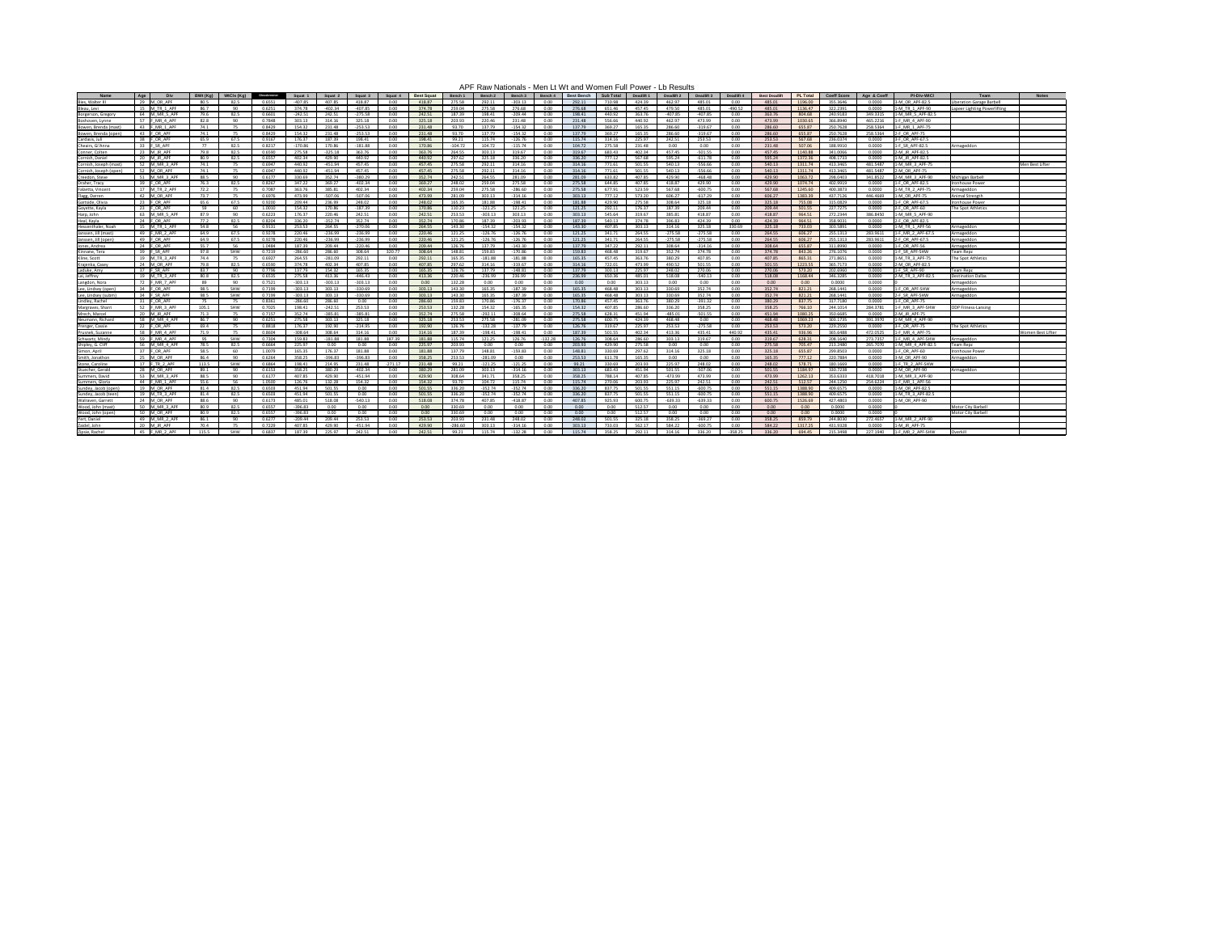# APF Raw Nationals - Men Lt Wt and Women Full Power - Lb Results

| Name | Age | Div | BWt (Kg) | WtCls (Kg) | Glossbrenner | Squat 1 | Squat 2 | Squat 3 | Squat 4 | Best Squat | Bench 1 | Bench 2 | Bench 3 | Bench 4 | Best Bench | Sub Total | Deadlift 1 | Deadlift 2 | Deadlift 3 | Deadlift 4 | Best Deadlift | PL Total | Coeff Score | Age & Coeff | Pl-Div-WtCl | Team | Notes |
|---|---|---|---|---|---|---|---|---|---|---|---|---|---|---|---|---|---|---|---|---|---|---|---|---|---|---|---|
| Ees, Walter III | 39 | M_OR_APF | 80.5 | 82.5 | 0.6553 | 407.85 | 407.85 | 418.87 | 0.00 | 418.87 | 275.58 | 292.11 | -303.13 | 0.00 | 292.11 | 710.98 | 424.39 | 462.97 | 485.01 | 0.00 | 485.01 | 1196.00 | 355.3646 | 0.0000 | 3-M_OR_APF-82.5 | Liberation Garage Barbell | |
| Bleau, Levi | 15 | M_TR_1_APF | 86.7 | 90 | 0.6251 | 374.78 | -402.34 | 407.85 | 0.00 | 374.78 | 259.04 | 275.58 | 276.68 | 0.00 | 276.68 | 651.46 | 457.45 | 479.50 | 485.01 | -490.52 | 485.01 | 1136.47 | 322.2391 | 0.0000 | 1-M_TR_1_APF-90 | Lopear Lighting Powerlifting | |
| Borgerson, Gregory | 64 | M_MR_5_APF | 79.6 | 82.5 | 0.6600 | -242.51 | 242.51 | -275.58 | 0.00 | 242.51 | 187.39 | 198.41 | -209.44 | 0.00 | 198.41 | 440.92 | 363.76 | -407.85 | -407.85 | 0.00 | 363.76 | 804.68 | 240.9183 | 349.3325 | 1-M_MR_5_APF-82.5 | | |
| Boshoven, Lynne | 57 | F_MR_4_APF | 82.8 | 90 | 0.7848 | 303.13 | 314.16 | 325.18 | 0.00 | 325.18 | 203.93 | 220.46 | 231.48 | 0.00 | 231.48 | 556.66 | 440.92 | 462.97 | 473.99 | 0.00 | 473.99 | 1030.65 | 366.8940 | 465.2216 | 1-F_MR_4_APF-90 | | |
| Bowen, Brenda (mast) | 43 | F_MR_1_APF | 74.1 | 75 | 0.8429 | 154.32 | 231.48 | -253.53 | 0.00 | 231.48 | 93.70 | 137.79 | -154.32 | 0.00 | 137.79 | 369.27 | 165.35 | 286.60 | -319.67 | 0.00 | 286.60 | 655.87 | 250.7628 | 258.5364 | 1-F_MR_1_APF-75 | | |
| Bowen, Brenda (open) | 43 | F_OR_APF | 74.1 | 75 | 0.8429 | 154.32 | 231.48 | -253.53 | 0.00 | 231.48 | 93.70 | 137.79 | -154.32 | 0.00 | 137.79 | 369.27 | 165.35 | 286.60 | -319.67 | 0.00 | 286.60 | 655.87 | 250.7628 | 258.5364 | 2-F_OR_APF-75 | | |
| Cardasis, Juli | 38 | F_OR_APF | 65.9 | 67.5 | 0.9167 | 176.37 | 187.39 | 198.41 | 0.00 | 198.41 | 99.21 | 115.74 | -126.76 | 0.00 | 115.74 | 314.16 | 225.97 | 242.51 | 253.53 | 0.00 | 253.53 | 567.68 | 236.0374 | 0.0000 | 3-F_OR_APF-67.5 | | |
| Cheairs, G'Anna | 33 | F_SR_APF | 77 | 82.5 | 0.8217 | -170.86 | 170.86 | -181.88 | 0.00 | 170.86 | -104.72 | 104.72 | -115.74 | 0.00 | 104.72 | 275.58 | 231.48 | 0.00 | 0.00 | 0.00 | 231.48 | 507.06 | 188.9910 | 0.0000 | 1-F_SR_APF-82.5 | Armageddon | |
| Conner, Colten | 23 | M_JR_APF | 79.8 | 82.5 | 0.6550 | 275.58 | -325.18 | 363.76 | 0.00 | 363.76 | 264.55 | 303.13 | 319.67 | 0.00 | 319.67 | 683.43 | 402.34 | 457.45 | -501.55 | 0.00 | 457.45 | 1140.88 | 341.0066 | 0.0000 | 2-M_JR_APF-82.5 | | |
| Cornish, Daniel | 20 | M_JR_APF | 80.9 | 82.5 | 0.6557 | 402.34 | 429.90 | 440.92 | 0.00 | 440.92 | 297.62 | 325.18 | 336.20 | 0.00 | 336.20 | 777.12 | 567.68 | 595.24 | -611.78 | 0.00 | 595.24 | 1372.36 | 408.1733 | 0.0000 | 1-M_JR_APF-82.5 | | |
| Cornish, Joseph (mast) | 52 | M_MR_3_APF | 74.1 | 75 | 0.6947 | 440.92 | -451.94 | 457.45 | 0.00 | 457.45 | 275.58 | 292.11 | 314.16 | 0.00 | 314.16 | 771.61 | 501.55 | 540.13 | -556.66 | 0.00 | 540.13 | 1311.74 | 413.3465 | 481.5487 | 1-M_MR_3_APF-75 | | Men Best Lifter |
| Cornish, Joseph (open) | 52 | M_OR_APF | 74.1 | 75 | 0.6947 | 440.92 | -451.94 | 457.45 | 0.00 | 457.45 | 275.58 | 292.11 | 314.16 | 0.00 | 314.16 | 771.61 | 501.55 | 540.13 | -556.66 | 0.00 | 540.13 | 1311.74 | 413.3465 | 481.5487 | 2-M_OR_APF-75 | | |
| Creedon, Steve | 51 | M_MR_3_APF | 88.5 | 90 | 0.6177 | 330.69 | 352.74 | -380.29 | 0.00 | 352.74 | 242.51 | 264.55 | 281.09 | 0.00 | 281.09 | 633.82 | 407.85 | 429.90 | -468.48 | 0.00 | 429.90 | 1063.72 | 298.0403 | 341.8522 | 2-M_MR_3_APF-90 | Michigan Barbell | |
| Draher, Tracy | 39 | F_OR_APF | 76.3 | 82.5 | 0.8262 | 347.22 | 369.27 | -402.34 | 0.00 | 369.27 | 248.02 | 259.04 | 275.58 | 0.00 | 275.58 | 644.85 | 407.85 | 418.87 | 429.90 | 0.00 | 429.90 | 1074.74 | 402.9919 | 0.0000 | 1-F_OR_APF-82.5 | Ironhouse Power | |
| Fabetta, Vincent | 17 | M_TR_2_APF | 72.2 | 75 | 0.7087 | 363.76 | 385.81 | 402.34 | 0.00 | 402.34 | 259.04 | 275.58 | -286.60 | 0.00 | 275.58 | 677.91 | 523.59 | 567.68 | -600.75 | 0.00 | 567.68 | 1245.60 | 400.3873 | 0.0000 | 1-M_TR_2_APF-75 | Armageddon | |
| Flagg, Darren | 42 | M_OR_APF | 73.7 | 75 | 0.6976 | 473.99 | -507.06 | -507.06 | 0.00 | 473.99 | 281.09 | 303.13 | -314.16 | 0.00 | 303.13 | 777.12 | 573.20 | 606.27 | -617.29 | 0.00 | 606.27 | 1383.39 | 437.7126 | 446.4668 | 1-M_OR_APF-75 | Animal Strength | |
| Gartside, Olivia | 21 | F_OR_APF | 65.6 | 67.5 | 0.9200 | 209.44 | 236.99 | 248.02 | 0.00 | 248.02 | 165.35 | 181.88 | -198.41 | 0.00 | 181.88 | 429.90 | 275.58 | 308.64 | 325.18 | 0.00 | 325.18 | 755.08 | 315.0829 | 0.0000 | 1-F_OR_APF-67.5 | Ironhouse Power | |
| Goyette, Kayla | 23 | F_OR_APF | 59 | 60 | 1.0030 | 154.32 | 170.86 | -187.39 | 0.00 | 170.86 | 110.23 | -121.25 | 121.25 | 0.00 | 121.25 | 292.11 | 176.37 | 187.39 | 209.44 | 0.00 | 209.44 | 501.55 | 227.7275 | 0.0000 | 2-F_OR_APF-60 | The Spot Athletics | |
| Harp, John | 63 | M_MR_5_APF | 87.9 | 90 | 0.6223 | 176.37 | 220.46 | 242.51 | 0.00 | 242.51 | 253.53 | -303.13 | 303.13 | 0.00 | 303.13 | 545.64 | 319.67 | 385.81 | 418.87 | 0.00 | 418.87 | 964.51 | 272.2344 | 386.8450 | 1-M_MR_5_APF-90 | | |
| Heal, Kayla | 24 | F_OR_APF | 77.2 | 82.5 | 0.8204 | 336.20 | -352.74 | 352.74 | 0.00 | 352.74 | 170.86 | 187.39 | -203.93 | 0.00 | 187.39 | 540.13 | 374.78 | 396.83 | 424.39 | 0.00 | 424.39 | 964.51 | 358.9031 | 0.0000 | 2-F_OR_APF-82.5 | | |
| Heesenthaler, Noah | 15 | M_TR_1_APF | 54.8 | 56 | 0.9131 | 253.53 | 264.55 | -270.06 | 0.00 | 264.55 | 143.30 | -154.32 | -154.32 | 0.00 | 143.30 | 407.85 | 303.13 | 314.16 | 325.18 | 330.69 | 325.18 | 733.03 | 303.5891 | 0.0000 | 1-M_TR_1_APF-56 | Armageddon | |
| Janssen, Jill (mast) | 49 | F_MR_2_APF | 64.9 | 67.5 | 0.9278 | 220.46 | -236.99 | -236.99 | 0.00 | 220.46 | 121.25 | -126.76 | -126.76 | 0.00 | 121.25 | 341.71 | 264.55 | -275.58 | -275.58 | 0.00 | 264.55 | 606.27 | 255.1313 | 283.9611 | 1-F_MR_2_APF-67.5 | Armageddon | |
| Janssen, Jill (open) | 49 | F_OR_APF | 64.9 | 67.5 | 0.9278 | 220.46 | -236.99 | -236.99 | 0.00 | 220.46 | 121.25 | -126.76 | -126.76 | 0.00 | 121.25 | 341.71 | 264.55 | -275.58 | -275.58 | 0.00 | 264.55 | 606.27 | 255.1313 | 283.9611 | 2-F_OR_APF-67.5 | Armageddon | |
| Jones, Andrea | 24 | F_OR_APF | 55.7 | 56 | 1.0484 | 187.39 | 209.44 | -220.46 | 0.00 | 209.44 | 126.76 | 137.79 | -143.30 | 0.00 | 137.79 | 347.22 | 292.11 | 308.64 | -314.16 | 0.00 | 308.64 | 655.87 | 311.8990 | 0.0000 | 1-F_OR_APF-56 | Armageddon | |
| Kinnane, Tera | 39 | F_SR_APF | 97.8 | SHW | 0.7219 | 286.60 | 286.60 | 308.64 | 320.77 | 308.64 | 148.81 | 159.83 | -170.86 | 0.00 | 159.83 | 468.48 | 319.67 | 352.74 | 374.78 | 0.00 | 374.78 | 843.26 | 276.1076 | 0.0000 | 1-F_SR_APF-SHW | Team Repz | |
| Kline, Scott | 19 | M_TR_3_APF | 74.4 | 75 | 0.6927 | 264.55 | -281.09 | 292.11 | 0.00 | 292.11 | 165.35 | -181.88 | -181.88 | 0.00 | 165.35 | 457.45 | 363.76 | 380.29 | 407.85 | 0.00 | 407.85 | 865.31 | 271.8651 | 0.0000 | 1-M_TR_3_APF-75 | The Spot Athletics | |
| Krajenka, Casey | 24 | M_OR_APF | 79.8 | 82.5 | 0.6550 | 374.78 | 402.34 | 407.85 | 0.00 | 407.85 | 297.62 | 314.16 | -319.67 | 0.00 | 314.16 | 722.01 | 473.99 | 490.52 | 501.55 | 0.00 | 501.55 | 1223.55 | 365.7173 | 0.0000 | 2-M_OR_APF-82.5 | | |
| Laduke, Amy | 37 | F_SR_APF | 83.7 | 90 | 0.7796 | 137.79 | 154.32 | 165.35 | 0.00 | 165.35 | 126.76 | 137.79 | -148.81 | 0.00 | 137.79 | 303.13 | 225.97 | 248.02 | 270.06 | 0.00 | 270.06 | 573.20 | 202.6990 | 0.0000 | 1-F_SR_APF-90 | Team Repz | |
| Lai, Jeffrey | 19 | M_TR_3_APF | 80.8 | 82.5 | 0.6505 | 275.58 | 413.36 | -446.43 | 0.00 | 413.36 | 220.46 | -236.99 | 236.99 | 0.00 | 236.99 | 650.36 | 485.01 | 518.08 | -540.13 | 0.00 | 518.08 | 1168.44 | 346.3285 | 0.0000 | 2-M_TR_3_APF-82.5 | Destination Dallas | |
| Langdon, Nora | 72 | F_MR_7_APF | 88 | 90 | 0.7521 | -303.13 | -303.13 | -303.13 | 0.00 | 0.00 | 132.28 | 0.00 | 0.00 | 0.00 | 0.00 | 0.00 | 303.13 | 0.00 | 0.00 | 0.00 | 0.00 | 0.00 | 0.0000 | 0.0000 | | Armageddon | |
| Lee, Lindsey (open) | 34 | F_OR_APF | 98.5 | SHW | 0.7199 | -303.13 | 303.13 | -330.69 | 0.00 | 303.13 | 143.30 | 165.35 | -187.39 | 0.00 | 165.35 | 468.48 | 303.13 | 330.69 | 352.74 | 0.00 | 352.74 | 821.21 | 268.1441 | 0.0000 | 1-F_OR_APF-SHW | Armageddon | |
| Lee, Lindsey (subm) | 34 | F_SR_APF | 98.5 | SHW | 0.7199 | -303.13 | 303.13 | -330.69 | 0.00 | 303.13 | 143.30 | 165.35 | -187.39 | 0.00 | 165.35 | 468.48 | 303.13 | 330.69 | 352.74 | 0.00 | 352.74 | 821.21 | 268.1441 | 0.0000 | 2-F_SR_APF-SHW | Armageddon | |
| Lindley, Rachel | 31 | F_OR_APF | 75 | 75 | 0.8361 | -286.60 | 286.60 | 0.00 | 0.00 | 286.60 | 159.83 | 170.86 | -176.37 | 0.00 | 170.86 | 457.45 | 363.76 | 380.29 | -391.32 | 0.00 | 380.29 | 837.75 | 317.7180 | 0.0000 | 1-F_OR_APF-75 | | |
| Margraves, Sherri | 52 | F_MR_3_APF | 105.1 | SHW | 0.7025 | 198.41 | -242.51 | 253.53 | 0.00 | 253.53 | 132.28 | 154.32 | -165.35 | 0.00 | 154.32 | 407.85 | 286.60 | 336.20 | 358.25 | 0.00 | 358.25 | 766.10 | 244.1014 | 284.3781 | 1-F_MR_3_APF-SHW | DDP Fitness-Lansing | |
| Mrech, Marcel | 20 | M_JR_APF | 71.3 | 75 | 0.7157 | 352.74 | -385.81 | -385.81 | 0.00 | 352.74 | 275.58 | -292.11 | -308.64 | 0.00 | 275.58 | 628.31 | 451.94 | -485.01 | -501.55 | 0.00 | 451.94 | 1080.25 | 350.6685 | 0.0000 | 2-M_JR_APF-75 | | |
| Neumann, Richard | 58 | M_MR_4_APF | 86.7 | 90 | 0.6251 | 275.58 | 303.13 | 325.18 | 0.00 | 325.18 | 253.53 | 275.58 | -281.09 | 0.00 | 275.58 | 600.75 | 424.39 | 468.48 | 0.00 | 0.00 | 468.48 | 1069.23 | 303.1735 | 391.3970 | 1-M_MR_4_APF-90 | | |
| Prenger, Cassie | 22 | F_OR_APF | 88.4 | 90 | 0.8818 | 176.37 | 192.90 | -214.95 | 0.00 | 192.90 | 126.76 | -132.28 | -137.79 | 0.00 | 126.76 | 319.67 | 225.97 | 253.53 | -275.58 | 0.00 | 253.53 | 573.20 | 229.2550 | 0.0000 | 1-F_OR_APF-90 | The Spot Athletics | |
| Pruznek, Suzanne | 58 | F_MR_4_APF | 71.9 | 75 | 0.8604 | -308.64 | 308.64 | 314.16 | 0.00 | 314.16 | 187.39 | -198.41 | -198.41 | 0.00 | 187.39 | 501.55 | 402.34 | 413.36 | 435.41 | -440.92 | 435.41 | 936.96 | 365.6488 | 472.0523 | 1-F_MR_4_APF-75 | | Women Best Lifter |
| Schwartz, Mindy | 59 | F_MR_4_APF | 95 | SHW | 0.7304 | 159.83 | 181.88 | 181.88 | 187.39 | 181.88 | 115.74 | 121.25 | 126.76 | -132.28 | 126.76 | 308.64 | 286.60 | 303.13 | 319.67 | 0.00 | 319.67 | 628.31 | 208.1640 | 273.7357 | 1-F_MR_4_APF-SHW | Armageddon | |
| Shipley, G. Cliff | 56 | M_MR_4_APF | 78.5 | 82.5 | 0.6664 | 225.97 | 0.00 | 0.00 | 0.00 | 225.97 | 203.93 | 0.00 | 0.00 | 0.00 | 203.93 | 429.90 | 275.58 | 0.00 | 0.00 | 0.00 | 275.58 | 705.47 | 213.2480 | 265.7070 | 1-M_MR_4_APF-82.5 | Team Repz | |
| Simon, April | 37 | F_OR_APF | 58.5 | 60 | 1.0079 | 165.35 | 176.37 | 181.88 | 0.00 | 181.88 | 137.79 | 148.81 | -159.83 | 0.00 | 148.81 | 330.69 | 297.62 | 314.16 | 325.18 | 0.00 | 325.18 | 655.87 | 299.8503 | 0.0000 | 1-F_OR_APF-60 | Ironhouse Power | |
| Smith, Jonathon | 25 | M_OR_APF | 86.4 | 90 | 0.6264 | 358.25 | -396.83 | -396.83 | 0.00 | 358.25 | 253.53 | -281.09 | 0.00 | 0.00 | 253.53 | 611.78 | 165.35 | 0.00 | 0.00 | 0.00 | 165.35 | 777.12 | 220.7884 | 0.0000 | 3-M_OR_APF-90 | Armageddon | |
| Stone, Caroline | 17 | F_TR_2_APF | 113.5 | SHW | 0.6864 | 198.41 | 214.95 | 231.48 | -271.17 | 231.48 | 99.21 | -121.25 | -121.25 | 0.00 | 99.21 | 330.69 | 203.93 | 225.97 | 248.02 | 0.00 | 248.02 | 578.71 | 180.1669 | 0.0000 | 1-F_TR_2_APF-SHW | | |
| Stuecher, Gerald | 28 | M_OR_APF | 84.1 | 90 | 0.6353 | 358.25 | 380.29 | -402.34 | 0.00 | 380.29 | 281.09 | 303.13 | -314.16 | 0.00 | 303.13 | 683.43 | 451.94 | 501.55 | -507.06 | 0.00 | 501.55 | 1184.97 | 341.4738 | 0.0000 | 2-M_OR_APF-90 | Armageddon | |
| Summers, David | 53 | M_MR_3_APF | 88.5 | 90 | 0.6177 | 407.85 | 429.90 | -451.94 | 0.00 | 429.90 | 308.64 | 341.71 | 358.25 | 0.00 | 358.25 | 788.14 | 407.85 | -473.99 | 473.99 | 0.00 | 473.99 | 1262.13 | 353.6333 | 418.7018 | 1-M_MR_3_APF-90 | | |
| Summers, Gloria | 44 | F_MR_1_APF | 55.6 | 56 | 1.0500 | 126.76 | 132.28 | 154.32 | 0.00 | 154.32 | 93.70 | 104.72 | 115.74 | 0.00 | 115.74 | 270.06 | 203.93 | 225.97 | 242.51 | 0.00 | 242.51 | 512.57 | 244.1250 | 254.6224 | 1-F_MR_1_APF-56 | | |
| Sunday, Jacob (open) | 19 | M_OR_APF | 81.4 | 82.5 | 0.6503 | 451.94 | 501.55 | 0.00 | 0.00 | 501.55 | 336.20 | -352.74 | -352.74 | 0.00 | 336.20 | 837.75 | 501.55 | 551.15 | -600.75 | 0.00 | 551.15 | 1388.90 | 409.6575 | 0.0000 | 1-M_OR_APF-82.5 | | |
| Sunday, Jacob (teen) | 19 | M_TR_3_APF | 81.4 | 82.5 | 0.6503 | 451.94 | 501.55 | 0.00 | 0.00 | 501.55 | 336.20 | -352.74 | -352.74 | 0.00 | 336.20 | 837.75 | 501.55 | 551.15 | -600.75 | 0.00 | 551.15 | 1388.90 | 409.6575 | 0.0000 | 1-M_TR_3_APF-82.5 | | |
| Wahlvern, Garrett | 24 | M_OR_APF | 88.6 | 90 | 0.6173 | 485.01 | 518.08 | -540.13 | 0.00 | 518.08 | 374.78 | 407.85 | -418.87 | 0.00 | 407.85 | 925.93 | 600.75 | -639.33 | -639.33 | 0.00 | 600.75 | 1526.69 | 427.4803 | 0.0000 | 1-M_OR_APF-90 | | |
| Wood, John (mast) | 50 | M_MR_3_APF | 80.9 | 82.5 | 0.6557 | -396.83 | 0.00 | 0.00 | 0.00 | 0.00 | -330.69 | 0.00 | 0.00 | 0.00 | 0.00 | 0.00 | -512.57 | 0.00 | 0.00 | 0.00 | 0.00 | 0.00 | 0.0000 | 0.0000 | | Motor City Barbell | |
| Wood, John (open) | 50 | M_OR_APF | 80.9 | 82.5 | 0.6557 | -396.83 | 0.00 | 0.00 | 0.00 | 0.00 | -330.69 | 0.00 | 0.00 | 0.00 | 0.00 | 0.00 | -512.57 | 0.00 | 0.00 | 0.00 | 0.00 | 0.00 | 0.0000 | 0.0000 | | Motor City Barbell | |
| Yert, Daniel | 49 | M_MR_2_APF | 86.1 | 90 | 0.6277 | -209.44 | 209.44 | 253.53 | 0.00 | 253.53 | 203.93 | 231.48 | 248.02 | 0.00 | 248.02 | 501.55 | 325.18 | 358.25 | -369.27 | 0.00 | 358.25 | 859.79 | 244.8030 | 272.4657 | 1-M_MR_2_APF-90 | | |
| Zaidel, John | 20 | M_JR_APF | 70.4 | 75 | 0.7228 | 407.85 | 429.90 | -451.94 | 0.00 | 429.90 | -286.60 | 303.13 | -314.16 | 0.00 | 303.13 | 733.03 | 562.17 | 584.22 | -600.75 | 0.00 | 584.22 | 1317.25 | 431.9128 | 0.0000 | 1-M_JR_APF-75 | | |
| Zipsie, Rachel | 45 | F_MR_2_APF | 115.5 | SHW | 0.6837 | 187.39 | 225.97 | 242.51 | 0.00 | 242.51 | 99.21 | 115.74 | -132.28 | 0.00 | 115.74 | 358.25 | 292.11 | 314.16 | 336.20 | -358.25 | 336.20 | 694.45 | 215.3498 | 227.1940 | 1-F_MR_2_APF-SHW | Overkill | |